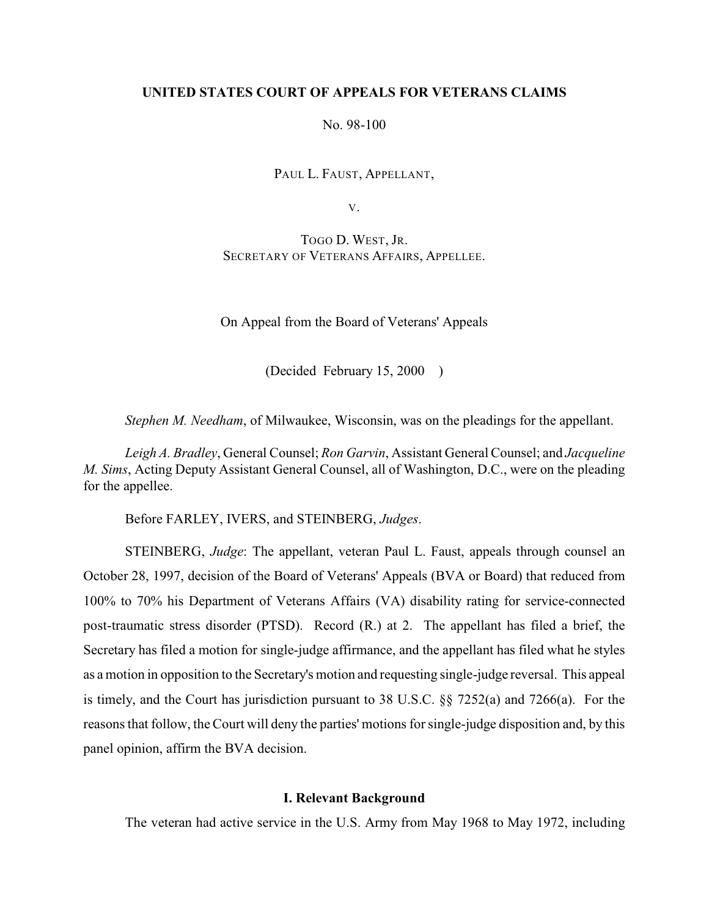**UNITED STATES COURT OF APPEALS FOR VETERANS CLAIMS**

No. 98-100

PAUL L. FAUST, APPELLANT,

V.

TOGO D. WEST, JR.
SECRETARY OF VETERANS AFFAIRS, APPELLEE.

On Appeal from the Board of Veterans' Appeals

(Decided February 15, 2000 )

*Stephen M. Needham*, of Milwaukee, Wisconsin, was on the pleadings for the appellant.

*Leigh A. Bradley*, General Counsel; *Ron Garvin*, Assistant General Counsel; and *Jacqueline M. Sims*, Acting Deputy Assistant General Counsel, all of Washington, D.C., were on the pleading for the appellee.

Before FARLEY, IVERS, and STEINBERG, *Judges*.

STEINBERG, *Judge*: The appellant, veteran Paul L. Faust, appeals through counsel an October 28, 1997, decision of the Board of Veterans' Appeals (BVA or Board) that reduced from 100% to 70% his Department of Veterans Affairs (VA) disability rating for service-connected post-traumatic stress disorder (PTSD). Record (R.) at 2. The appellant has filed a brief, the Secretary has filed a motion for single-judge affirmance, and the appellant has filed what he styles as a motion in opposition to the Secretary's motion and requesting single-judge reversal. This appeal is timely, and the Court has jurisdiction pursuant to 38 U.S.C. §§ 7252(a) and 7266(a). For the reasons that follow, the Court will deny the parties' motions for single-judge disposition and, by this panel opinion, affirm the BVA decision.

**I. Relevant Background**

The veteran had active service in the U.S. Army from May 1968 to May 1972, including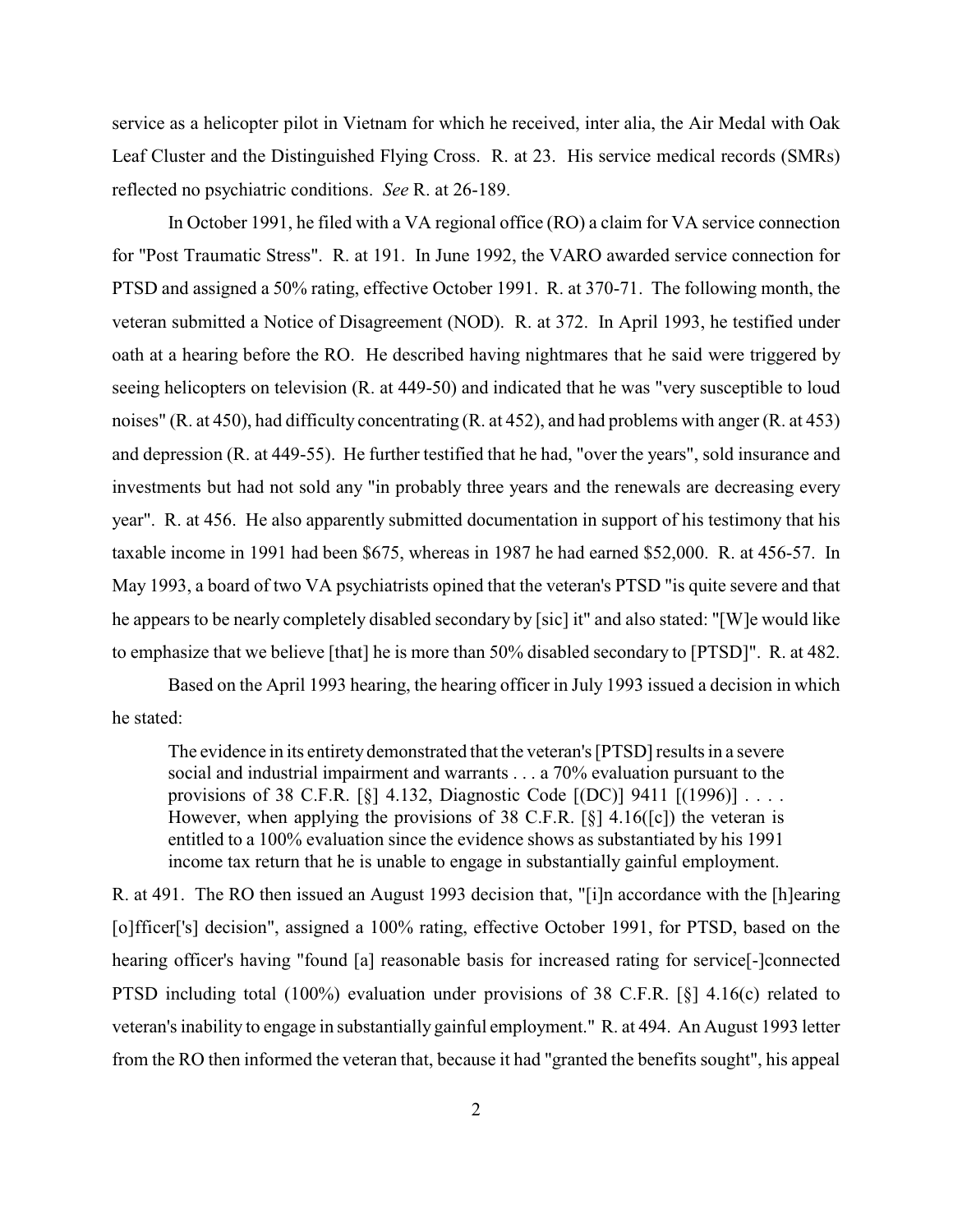service as a helicopter pilot in Vietnam for which he received, inter alia, the Air Medal with Oak Leaf Cluster and the Distinguished Flying Cross. R. at 23. His service medical records (SMRs) reflected no psychiatric conditions. *See* R. at 26-189.

In October 1991, he filed with a VA regional office (RO) a claim for VA service connection for "Post Traumatic Stress". R. at 191. In June 1992, the VARO awarded service connection for PTSD and assigned a 50% rating, effective October 1991. R. at 370-71. The following month, the veteran submitted a Notice of Disagreement (NOD). R. at 372. In April 1993, he testified under oath at a hearing before the RO. He described having nightmares that he said were triggered by seeing helicopters on television (R. at 449-50) and indicated that he was "very susceptible to loud noises" (R. at 450), had difficulty concentrating (R. at 452), and had problems with anger (R. at 453) and depression (R. at 449-55). He further testified that he had, "over the years", sold insurance and investments but had not sold any "in probably three years and the renewals are decreasing every year". R. at 456. He also apparently submitted documentation in support of his testimony that his taxable income in 1991 had been $675, whereas in 1987 he had earned $52,000. R. at 456-57. In May 1993, a board of two VA psychiatrists opined that the veteran's PTSD "is quite severe and that he appears to be nearly completely disabled secondary by [sic] it" and also stated: "[W]e would like to emphasize that we believe [that] he is more than 50% disabled secondary to [PTSD]". R. at 482.

Based on the April 1993 hearing, the hearing officer in July 1993 issued a decision in which he stated:

> The evidence in its entirety demonstrated that the veteran's [PTSD] results in a severe social and industrial impairment and warrants . . . a 70% evaluation pursuant to the provisions of 38 C.F.R. [§] 4.132, Diagnostic Code [(DC)] 9411 [(1996)] . . . . However, when applying the provisions of 38 C.F.R. [§] 4.16([c]) the veteran is entitled to a 100% evaluation since the evidence shows as substantiated by his 1991 income tax return that he is unable to engage in substantially gainful employment.

R. at 491. The RO then issued an August 1993 decision that, "[i]n accordance with the [h]earing [o]fficer['s] decision", assigned a 100% rating, effective October 1991, for PTSD, based on the hearing officer's having "found [a] reasonable basis for increased rating for service[-]connected PTSD including total (100%) evaluation under provisions of 38 C.F.R. [§] 4.16(c) related to veteran's inability to engage in substantially gainful employment." R. at 494. An August 1993 letter from the RO then informed the veteran that, because it had "granted the benefits sought", his appeal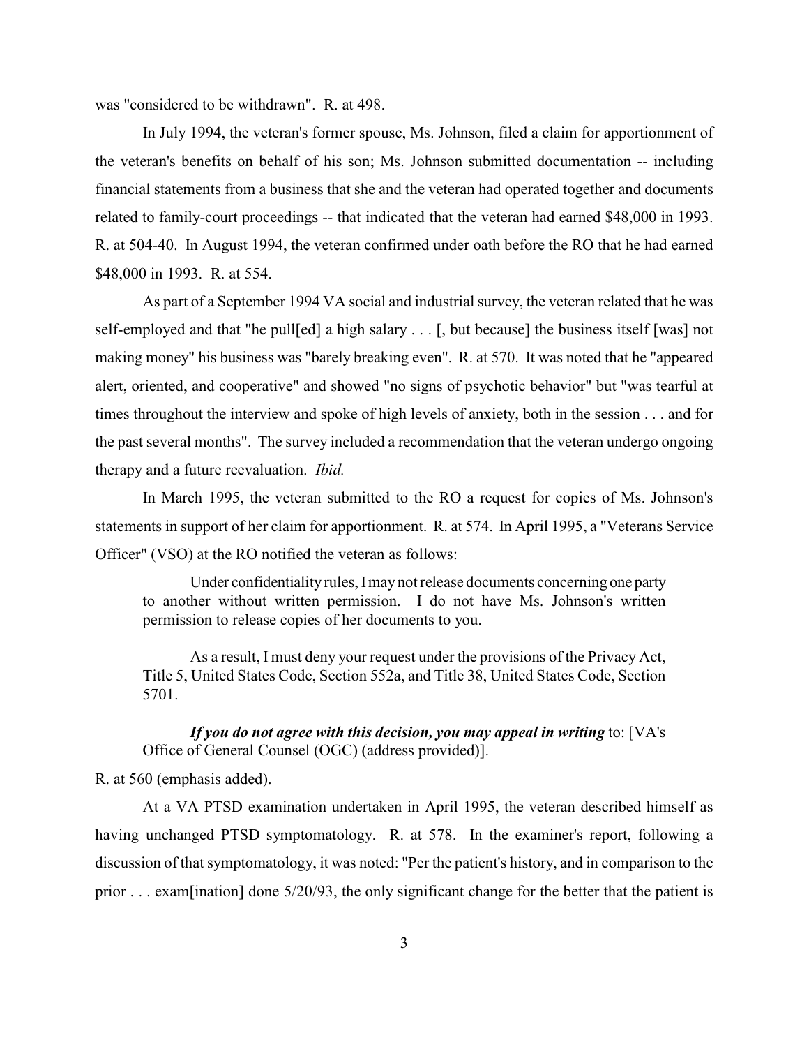was "considered to be withdrawn". R. at 498.

In July 1994, the veteran's former spouse, Ms. Johnson, filed a claim for apportionment of the veteran's benefits on behalf of his son; Ms. Johnson submitted documentation -- including financial statements from a business that she and the veteran had operated together and documents related to family-court proceedings -- that indicated that the veteran had earned $48,000 in 1993. R. at 504-40. In August 1994, the veteran confirmed under oath before the RO that he had earned $48,000 in 1993. R. at 554.

As part of a September 1994 VA social and industrial survey, the veteran related that he was self-employed and that "he pull[ed] a high salary . . . [, but because] the business itself [was] not making money" his business was "barely breaking even". R. at 570. It was noted that he "appeared alert, oriented, and cooperative" and showed "no signs of psychotic behavior" but "was tearful at times throughout the interview and spoke of high levels of anxiety, both in the session . . . and for the past several months". The survey included a recommendation that the veteran undergo ongoing therapy and a future reevaluation. *Ibid.*

In March 1995, the veteran submitted to the RO a request for copies of Ms. Johnson's statements in support of her claim for apportionment. R. at 574. In April 1995, a "Veterans Service Officer" (VSO) at the RO notified the veteran as follows:

> Under confidentiality rules, I may not release documents concerning one party to another without written permission. I do not have Ms. Johnson's written permission to release copies of her documents to you.
>
> As a result, I must deny your request under the provisions of the Privacy Act, Title 5, United States Code, Section 552a, and Title 38, United States Code, Section 5701.
>
> ***If you do not agree with this decision, you may appeal in writing*** to: [VA's Office of General Counsel (OGC) (address provided)].

R. at 560 (emphasis added).

At a VA PTSD examination undertaken in April 1995, the veteran described himself as having unchanged PTSD symptomatology. R. at 578. In the examiner's report, following a discussion of that symptomatology, it was noted: "Per the patient's history, and in comparison to the prior . . . exam[ination] done 5/20/93, the only significant change for the better that the patient is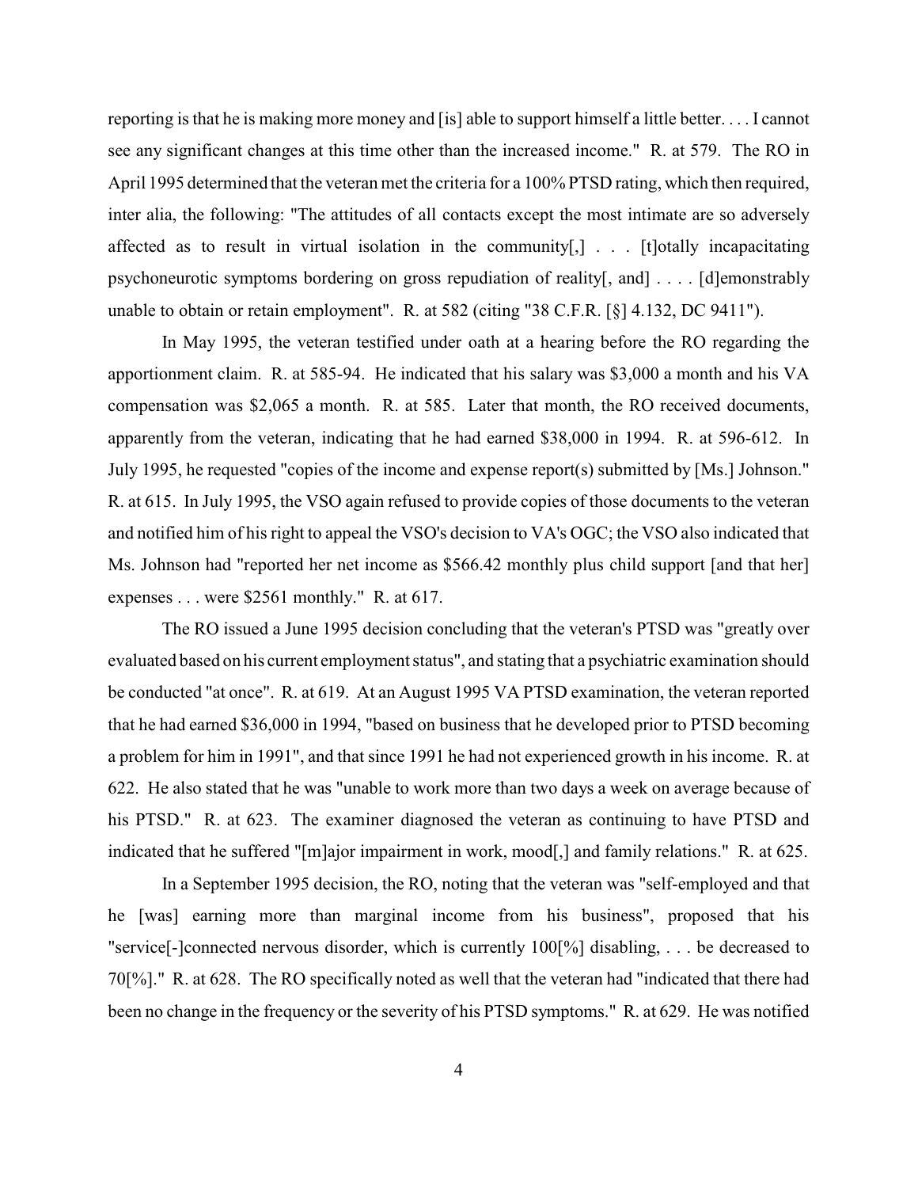reporting is that he is making more money and [is] able to support himself a little better. . . . I cannot see any significant changes at this time other than the increased income." R. at 579. The RO in April 1995 determined that the veteran met the criteria for a 100% PTSD rating, which then required, inter alia, the following: "The attitudes of all contacts except the most intimate are so adversely affected as to result in virtual isolation in the community[,] . . . [t]otally incapacitating psychoneurotic symptoms bordering on gross repudiation of reality[, and] . . . . [d]emonstrably unable to obtain or retain employment". R. at 582 (citing "38 C.F.R. [§] 4.132, DC 9411").

In May 1995, the veteran testified under oath at a hearing before the RO regarding the apportionment claim. R. at 585-94. He indicated that his salary was $3,000 a month and his VA compensation was $2,065 a month. R. at 585. Later that month, the RO received documents, apparently from the veteran, indicating that he had earned $38,000 in 1994. R. at 596-612. In July 1995, he requested "copies of the income and expense report(s) submitted by [Ms.] Johnson." R. at 615. In July 1995, the VSO again refused to provide copies of those documents to the veteran and notified him of his right to appeal the VSO's decision to VA's OGC; the VSO also indicated that Ms. Johnson had "reported her net income as $566.42 monthly plus child support [and that her] expenses . . . were $2561 monthly." R. at 617.

The RO issued a June 1995 decision concluding that the veteran's PTSD was "greatly over evaluated based on his current employment status", and stating that a psychiatric examination should be conducted "at once". R. at 619. At an August 1995 VA PTSD examination, the veteran reported that he had earned $36,000 in 1994, "based on business that he developed prior to PTSD becoming a problem for him in 1991", and that since 1991 he had not experienced growth in his income. R. at 622. He also stated that he was "unable to work more than two days a week on average because of his PTSD." R. at 623. The examiner diagnosed the veteran as continuing to have PTSD and indicated that he suffered "[m]ajor impairment in work, mood[,] and family relations." R. at 625.

In a September 1995 decision, the RO, noting that the veteran was "self-employed and that he [was] earning more than marginal income from his business", proposed that his "service[-]connected nervous disorder, which is currently 100[%] disabling, . . . be decreased to 70[%]." R. at 628. The RO specifically noted as well that the veteran had "indicated that there had been no change in the frequency or the severity of his PTSD symptoms." R. at 629. He was notified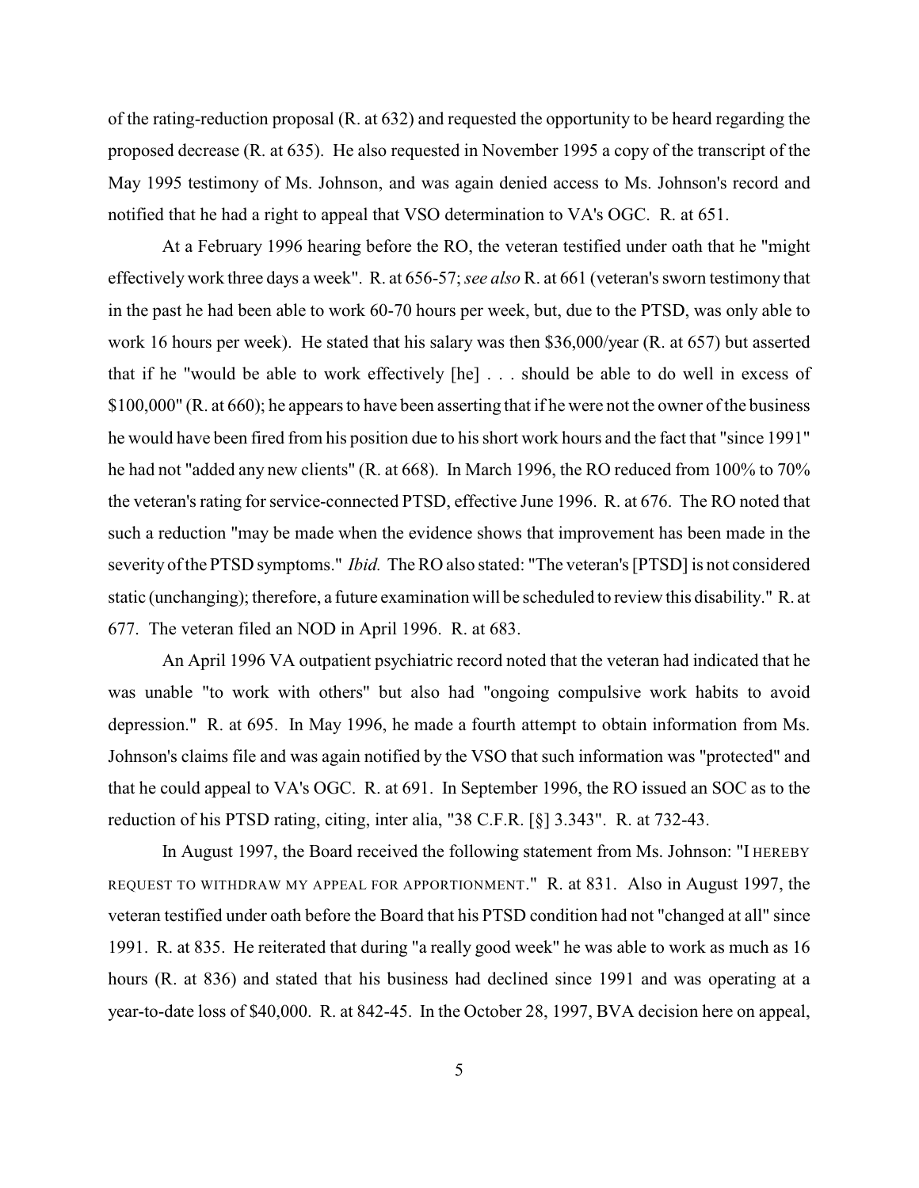of the rating-reduction proposal (R. at 632) and requested the opportunity to be heard regarding the proposed decrease (R. at 635). He also requested in November 1995 a copy of the transcript of the May 1995 testimony of Ms. Johnson, and was again denied access to Ms. Johnson's record and notified that he had a right to appeal that VSO determination to VA's OGC. R. at 651.

At a February 1996 hearing before the RO, the veteran testified under oath that he "might effectively work three days a week". R. at 656-57; *see also* R. at 661 (veteran's sworn testimony that in the past he had been able to work 60-70 hours per week, but, due to the PTSD, was only able to work 16 hours per week). He stated that his salary was then $36,000/year (R. at 657) but asserted that if he "would be able to work effectively [he] . . . should be able to do well in excess of $100,000" (R. at 660); he appears to have been asserting that if he were not the owner of the business he would have been fired from his position due to his short work hours and the fact that "since 1991" he had not "added any new clients" (R. at 668). In March 1996, the RO reduced from 100% to 70% the veteran's rating for service-connected PTSD, effective June 1996. R. at 676. The RO noted that such a reduction "may be made when the evidence shows that improvement has been made in the severity of the PTSD symptoms." *Ibid.* The RO also stated: "The veteran's [PTSD] is not considered static (unchanging); therefore, a future examination will be scheduled to review this disability." R. at 677. The veteran filed an NOD in April 1996. R. at 683.

An April 1996 VA outpatient psychiatric record noted that the veteran had indicated that he was unable "to work with others" but also had "ongoing compulsive work habits to avoid depression." R. at 695. In May 1996, he made a fourth attempt to obtain information from Ms. Johnson's claims file and was again notified by the VSO that such information was "protected" and that he could appeal to VA's OGC. R. at 691. In September 1996, the RO issued an SOC as to the reduction of his PTSD rating, citing, inter alia, "38 C.F.R. [§] 3.343". R. at 732-43.

In August 1997, the Board received the following statement from Ms. Johnson: "I HEREBY REQUEST TO WITHDRAW MY APPEAL FOR APPORTIONMENT." R. at 831. Also in August 1997, the veteran testified under oath before the Board that his PTSD condition had not "changed at all" since 1991. R. at 835. He reiterated that during "a really good week" he was able to work as much as 16 hours (R. at 836) and stated that his business had declined since 1991 and was operating at a year-to-date loss of $40,000. R. at 842-45. In the October 28, 1997, BVA decision here on appeal,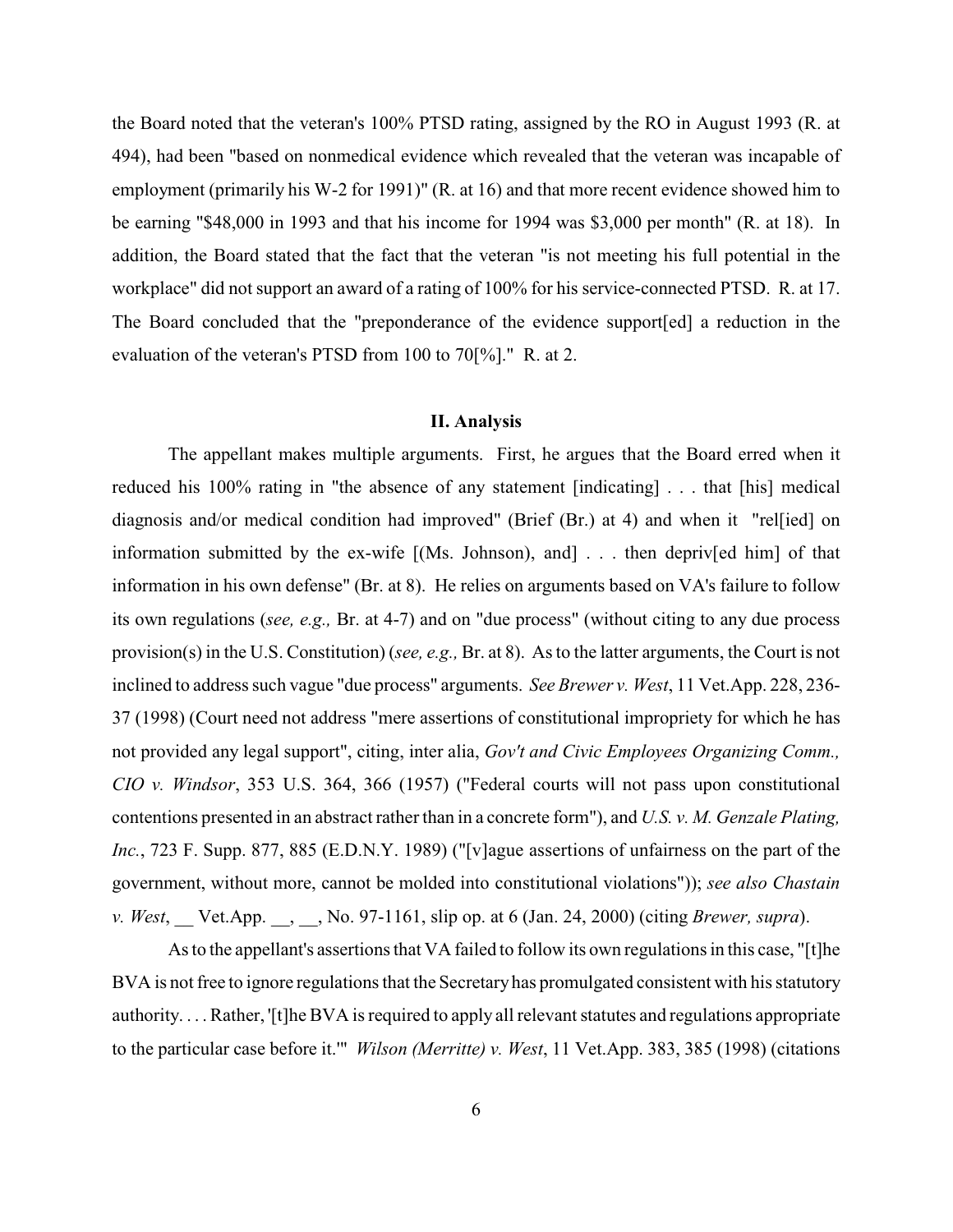the Board noted that the veteran's 100% PTSD rating, assigned by the RO in August 1993 (R. at 494), had been "based on nonmedical evidence which revealed that the veteran was incapable of employment (primarily his W-2 for 1991)" (R. at 16) and that more recent evidence showed him to be earning "$48,000 in 1993 and that his income for 1994 was $3,000 per month" (R. at 18). In addition, the Board stated that the fact that the veteran "is not meeting his full potential in the workplace" did not support an award of a rating of 100% for his service-connected PTSD. R. at 17. The Board concluded that the "preponderance of the evidence support[ed] a reduction in the evaluation of the veteran's PTSD from 100 to 70[%]." R. at 2.

## II. Analysis

The appellant makes multiple arguments. First, he argues that the Board erred when it reduced his 100% rating in "the absence of any statement [indicating] . . . that [his] medical diagnosis and/or medical condition had improved" (Brief (Br.) at 4) and when it "rel[ied] on information submitted by the ex-wife [(Ms. Johnson), and] . . . then depriv[ed him] of that information in his own defense" (Br. at 8). He relies on arguments based on VA's failure to follow its own regulations (*see, e.g.,* Br. at 4-7) and on "due process" (without citing to any due process provision(s) in the U.S. Constitution) (*see, e.g.,* Br. at 8). As to the latter arguments, the Court is not inclined to address such vague "due process" arguments. *See Brewer v. West*, 11 Vet.App. 228, 236-37 (1998) (Court need not address "mere assertions of constitutional impropriety for which he has not provided any legal support", citing, inter alia, *Gov't and Civic Employees Organizing Comm., CIO v. Windsor*, 353 U.S. 364, 366 (1957) ("Federal courts will not pass upon constitutional contentions presented in an abstract rather than in a concrete form"), and *U.S. v. M. Genzale Plating, Inc.*, 723 F. Supp. 877, 885 (E.D.N.Y. 1989) ("[v]ague assertions of unfairness on the part of the government, without more, cannot be molded into constitutional violations")); *see also Chastain v. West*, __ Vet.App. __, __, No. 97-1161, slip op. at 6 (Jan. 24, 2000) (citing *Brewer, supra*).

As to the appellant's assertions that VA failed to follow its own regulations in this case, "[t]he BVA is not free to ignore regulations that the Secretary has promulgated consistent with his statutory authority. . . . Rather, '[t]he BVA is required to apply all relevant statutes and regulations appropriate to the particular case before it.'" *Wilson (Merritte) v. West*, 11 Vet.App. 383, 385 (1998) (citations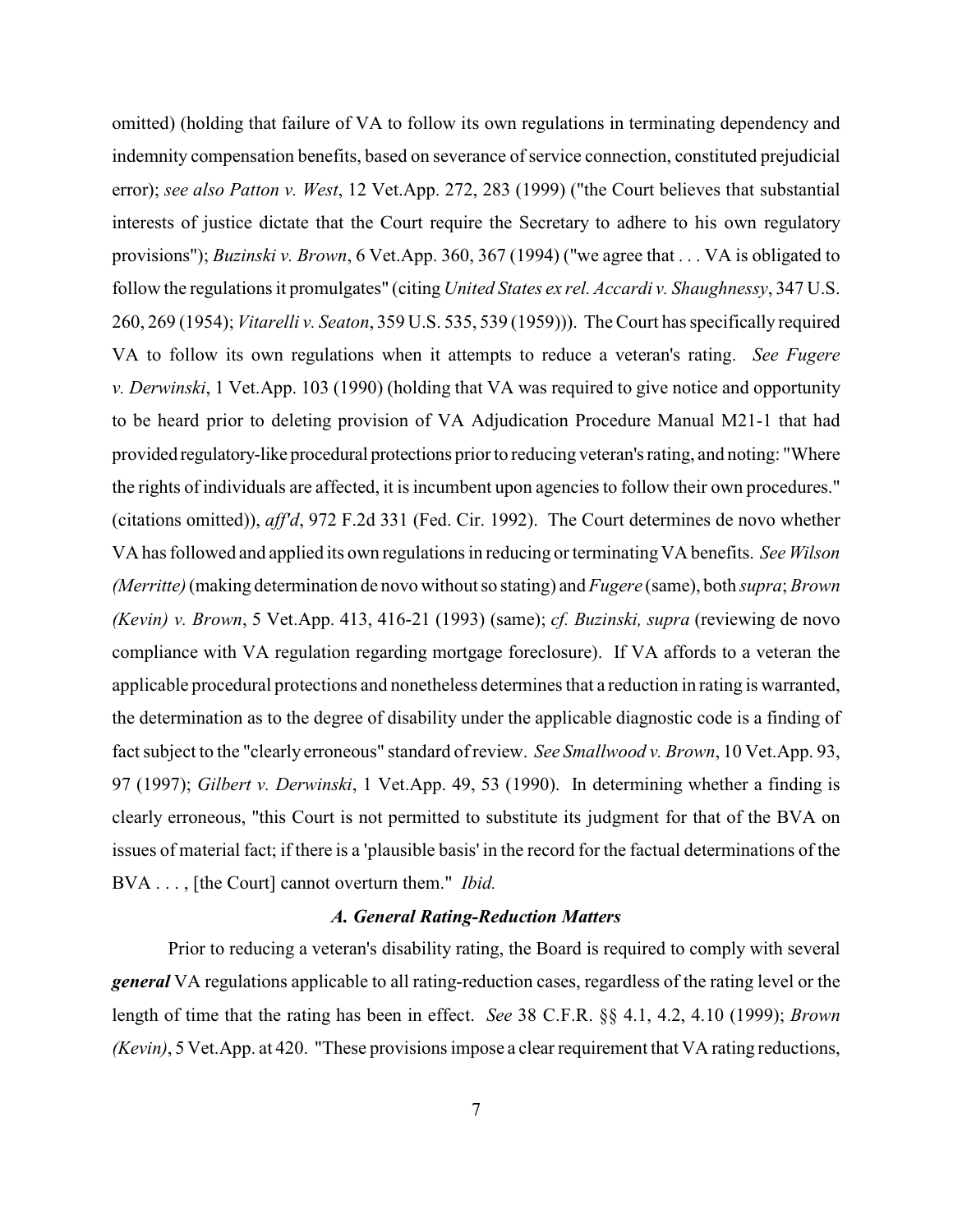omitted) (holding that failure of VA to follow its own regulations in terminating dependency and indemnity compensation benefits, based on severance of service connection, constituted prejudicial error); *see also Patton v. West*, 12 Vet.App. 272, 283 (1999) ("the Court believes that substantial interests of justice dictate that the Court require the Secretary to adhere to his own regulatory provisions"); *Buzinski v. Brown*, 6 Vet.App. 360, 367 (1994) ("we agree that . . . VA is obligated to follow the regulations it promulgates" (citing *United States ex rel. Accardi v. Shaughnessy*, 347 U.S. 260, 269 (1954); *Vitarelli v. Seaton*, 359 U.S. 535, 539 (1959))). The Court has specifically required VA to follow its own regulations when it attempts to reduce a veteran's rating. *See Fugere v. Derwinski*, 1 Vet.App. 103 (1990) (holding that VA was required to give notice and opportunity to be heard prior to deleting provision of VA Adjudication Procedure Manual M21-1 that had provided regulatory-like procedural protections prior to reducing veteran's rating, and noting: "Where the rights of individuals are affected, it is incumbent upon agencies to follow their own procedures." (citations omitted)), *aff'd*, 972 F.2d 331 (Fed. Cir. 1992). The Court determines de novo whether VA has followed and applied its own regulations in reducing or terminating VA benefits. *See Wilson (Merritte)* (making determination de novo without so stating) and *Fugere* (same), both *supra*; *Brown (Kevin) v. Brown*, 5 Vet.App. 413, 416-21 (1993) (same); *cf. Buzinski, supra* (reviewing de novo compliance with VA regulation regarding mortgage foreclosure). If VA affords to a veteran the applicable procedural protections and nonetheless determines that a reduction in rating is warranted, the determination as to the degree of disability under the applicable diagnostic code is a finding of fact subject to the "clearly erroneous" standard of review. *See Smallwood v. Brown*, 10 Vet.App. 93, 97 (1997); *Gilbert v. Derwinski*, 1 Vet.App. 49, 53 (1990). In determining whether a finding is clearly erroneous, "this Court is not permitted to substitute its judgment for that of the BVA on issues of material fact; if there is a 'plausible basis' in the record for the factual determinations of the BVA . . . , [the Court] cannot overturn them." *Ibid.*

### *A. General Rating-Reduction Matters*

Prior to reducing a veteran's disability rating, the Board is required to comply with several ***general*** VA regulations applicable to all rating-reduction cases, regardless of the rating level or the length of time that the rating has been in effect. *See* 38 C.F.R. §§ 4.1, 4.2, 4.10 (1999); *Brown (Kevin)*, 5 Vet.App. at 420. "These provisions impose a clear requirement that VA rating reductions,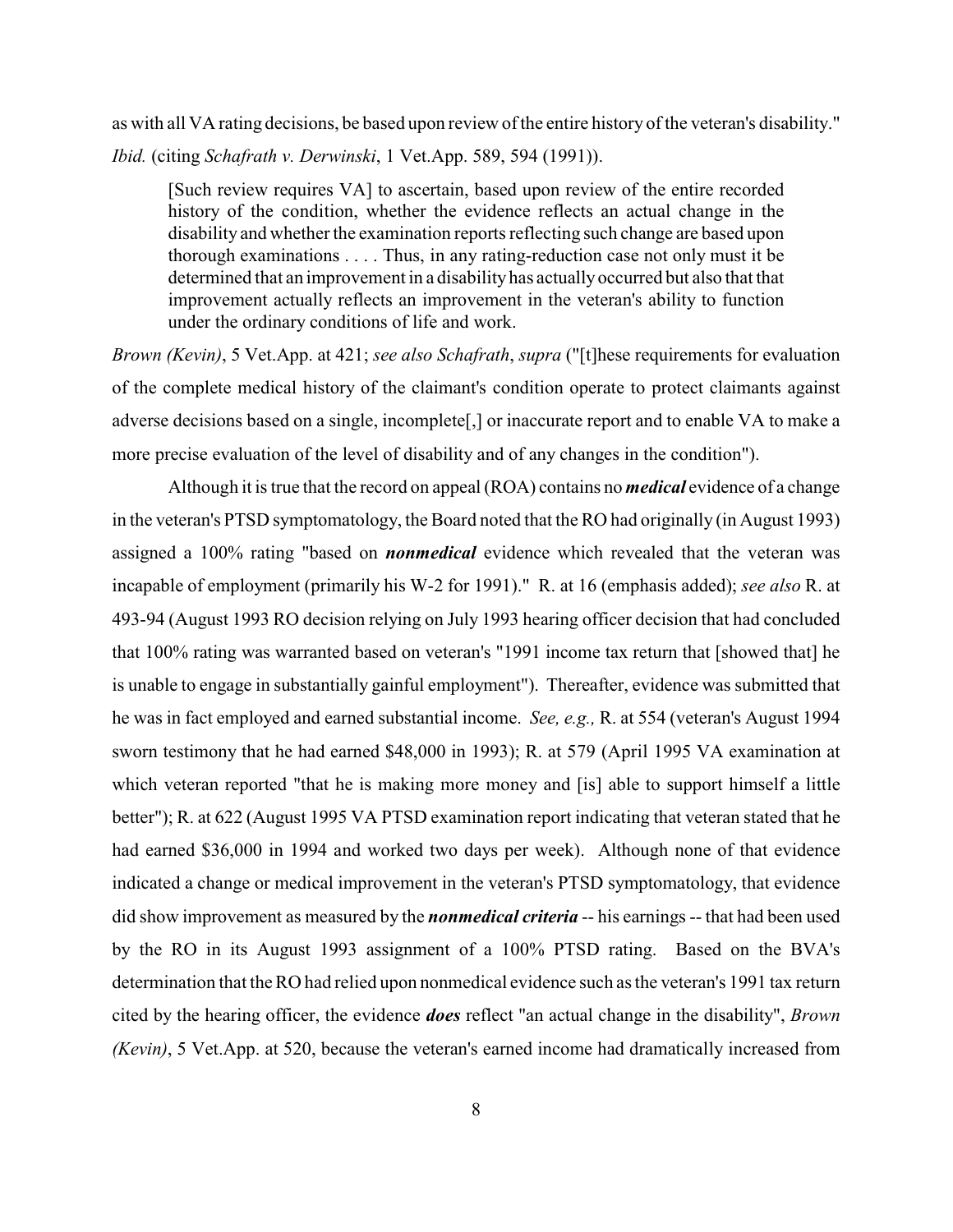as with all VA rating decisions, be based upon review of the entire history of the veteran's disability." *Ibid.* (citing *Schafrath v. Derwinski*, 1 Vet.App. 589, 594 (1991)).

> [Such review requires VA] to ascertain, based upon review of the entire recorded history of the condition, whether the evidence reflects an actual change in the disability and whether the examination reports reflecting such change are based upon thorough examinations . . . . Thus, in any rating-reduction case not only must it be determined that an improvement in a disability has actually occurred but also that that improvement actually reflects an improvement in the veteran's ability to function under the ordinary conditions of life and work.

*Brown (Kevin)*, 5 Vet.App. at 421; *see also Schafrath*, *supra* ("[t]hese requirements for evaluation of the complete medical history of the claimant's condition operate to protect claimants against adverse decisions based on a single, incomplete[,] or inaccurate report and to enable VA to make a more precise evaluation of the level of disability and of any changes in the condition").

Although it is true that the record on appeal (ROA) contains no ***medical*** evidence of a change in the veteran's PTSD symptomatology, the Board noted that the RO had originally (in August 1993) assigned a 100% rating "based on ***nonmedical*** evidence which revealed that the veteran was incapable of employment (primarily his W-2 for 1991)." R. at 16 (emphasis added); *see also* R. at 493-94 (August 1993 RO decision relying on July 1993 hearing officer decision that had concluded that 100% rating was warranted based on veteran's "1991 income tax return that [showed that] he is unable to engage in substantially gainful employment"). Thereafter, evidence was submitted that he was in fact employed and earned substantial income. *See, e.g.,* R. at 554 (veteran's August 1994 sworn testimony that he had earned $48,000 in 1993); R. at 579 (April 1995 VA examination at which veteran reported "that he is making more money and [is] able to support himself a little better"); R. at 622 (August 1995 VA PTSD examination report indicating that veteran stated that he had earned $36,000 in 1994 and worked two days per week). Although none of that evidence indicated a change or medical improvement in the veteran's PTSD symptomatology, that evidence did show improvement as measured by the ***nonmedical criteria*** -- his earnings -- that had been used by the RO in its August 1993 assignment of a 100% PTSD rating. Based on the BVA's determination that the RO had relied upon nonmedical evidence such as the veteran's 1991 tax return cited by the hearing officer, the evidence ***does*** reflect "an actual change in the disability", *Brown (Kevin)*, 5 Vet.App. at 520, because the veteran's earned income had dramatically increased from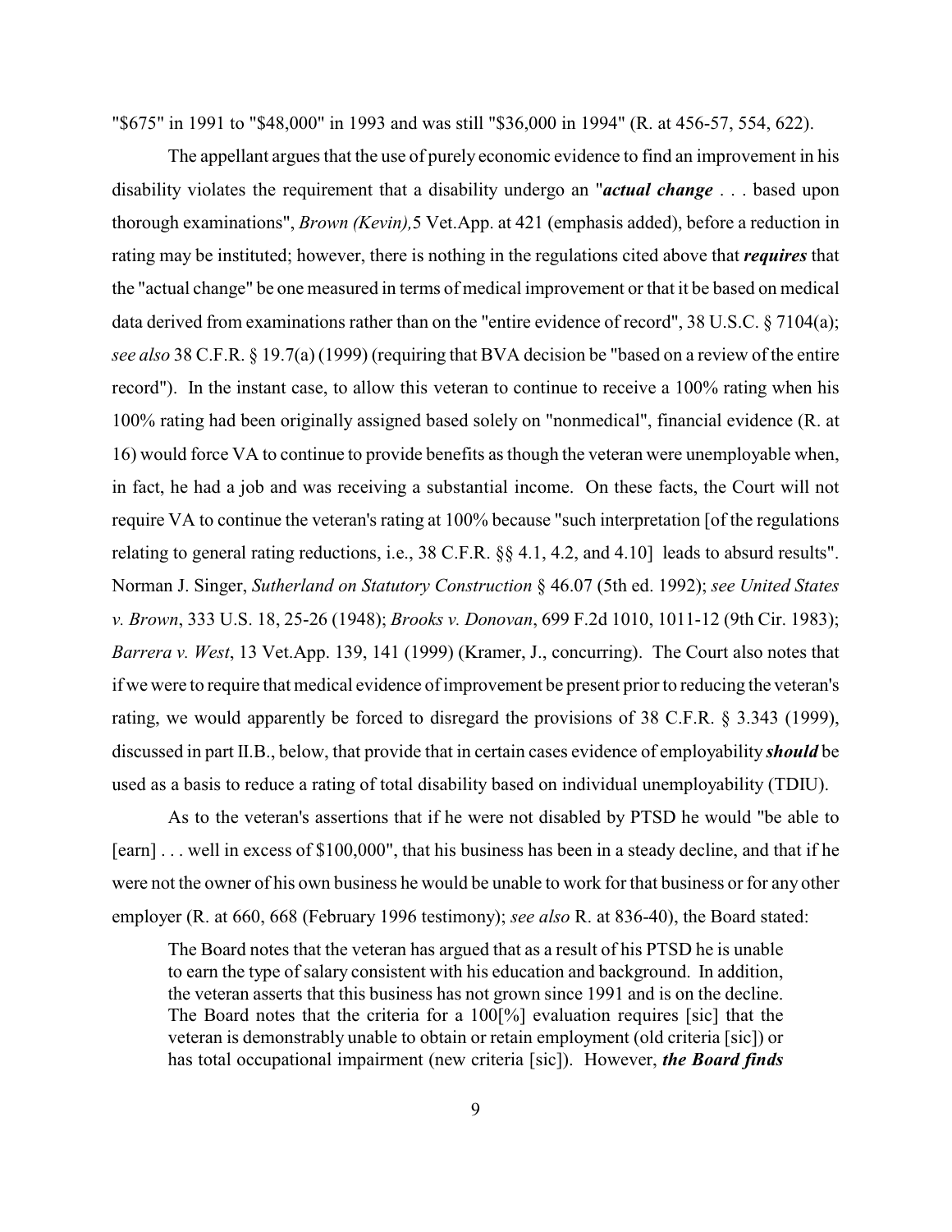"$675" in 1991 to "$48,000" in 1993 and was still "$36,000 in 1994" (R. at 456-57, 554, 622).

The appellant argues that the use of purely economic evidence to find an improvement in his disability violates the requirement that a disability undergo an "***actual change*** . . . based upon thorough examinations", *Brown (Kevin),* 5 Vet.App. at 421 (emphasis added), before a reduction in rating may be instituted; however, there is nothing in the regulations cited above that ***requires*** that the "actual change" be one measured in terms of medical improvement or that it be based on medical data derived from examinations rather than on the "entire evidence of record", 38 U.S.C. § 7104(a); *see also* 38 C.F.R. § 19.7(a) (1999) (requiring that BVA decision be "based on a review of the entire record"). In the instant case, to allow this veteran to continue to receive a 100% rating when his 100% rating had been originally assigned based solely on "nonmedical", financial evidence (R. at 16) would force VA to continue to provide benefits as though the veteran were unemployable when, in fact, he had a job and was receiving a substantial income. On these facts, the Court will not require VA to continue the veteran's rating at 100% because "such interpretation [of the regulations relating to general rating reductions, i.e., 38 C.F.R. §§ 4.1, 4.2, and 4.10] leads to absurd results". Norman J. Singer, *Sutherland on Statutory Construction* § 46.07 (5th ed. 1992); *see United States v. Brown*, 333 U.S. 18, 25-26 (1948); *Brooks v. Donovan*, 699 F.2d 1010, 1011-12 (9th Cir. 1983); *Barrera v. West*, 13 Vet.App. 139, 141 (1999) (Kramer, J., concurring). The Court also notes that if we were to require that medical evidence of improvement be present prior to reducing the veteran's rating, we would apparently be forced to disregard the provisions of 38 C.F.R. § 3.343 (1999), discussed in part II.B., below, that provide that in certain cases evidence of employability ***should*** be used as a basis to reduce a rating of total disability based on individual unemployability (TDIU).

As to the veteran's assertions that if he were not disabled by PTSD he would "be able to [earn] . . . well in excess of $100,000", that his business has been in a steady decline, and that if he were not the owner of his own business he would be unable to work for that business or for any other employer (R. at 660, 668 (February 1996 testimony); *see also* R. at 836-40), the Board stated:

> The Board notes that the veteran has argued that as a result of his PTSD he is unable to earn the type of salary consistent with his education and background. In addition, the veteran asserts that this business has not grown since 1991 and is on the decline. The Board notes that the criteria for a 100[%] evaluation requires [sic] that the veteran is demonstrably unable to obtain or retain employment (old criteria [sic]) or has total occupational impairment (new criteria [sic]). However, ***the Board finds***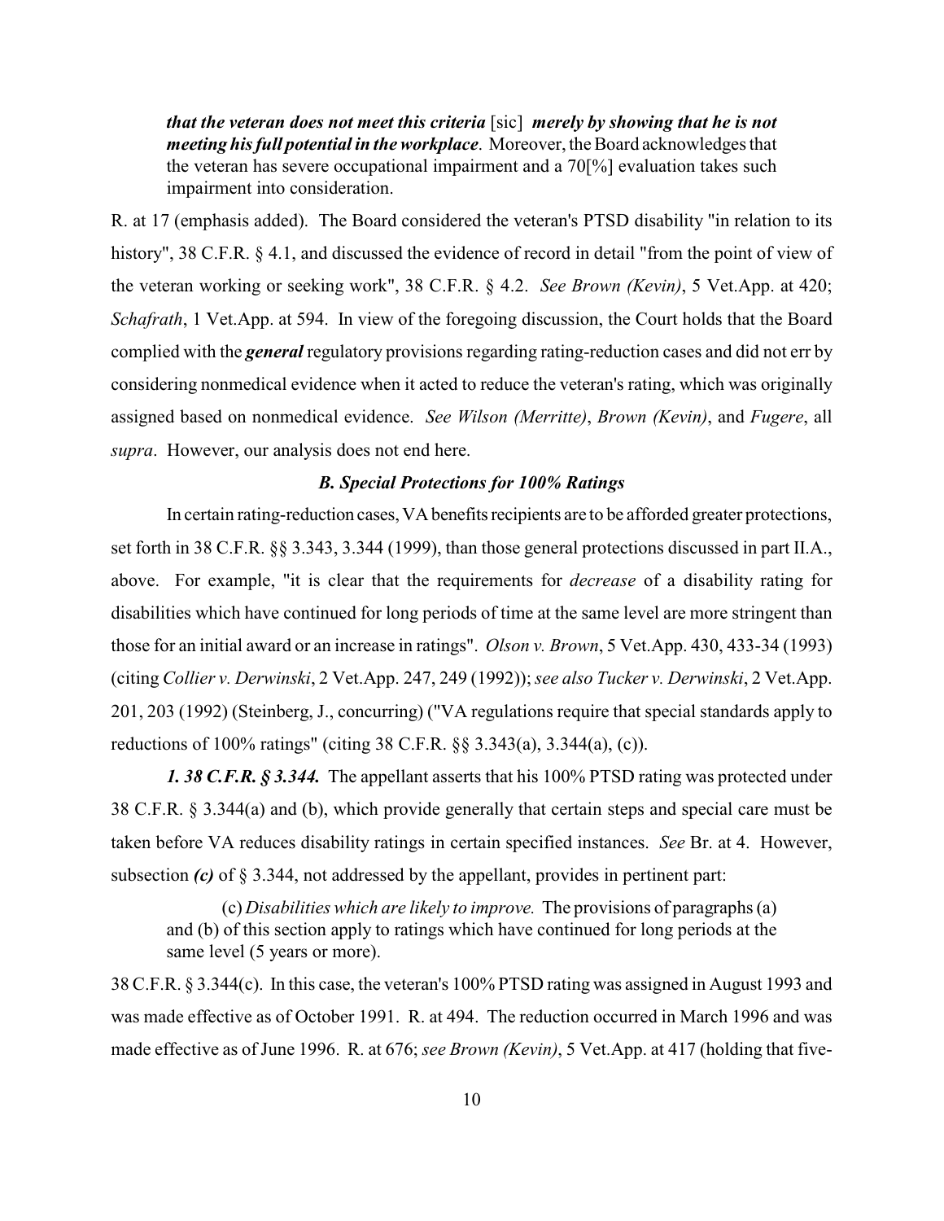> ***that the veteran does not meet this criteria*** [sic] ***merely by showing that he is not meeting his full potential in the workplace***. Moreover, the Board acknowledges that the veteran has severe occupational impairment and a 70[%] evaluation takes such impairment into consideration.

R. at 17 (emphasis added). The Board considered the veteran's PTSD disability "in relation to its history", 38 C.F.R. § 4.1, and discussed the evidence of record in detail "from the point of view of the veteran working or seeking work", 38 C.F.R. § 4.2. *See Brown (Kevin)*, 5 Vet.App. at 420; *Schafrath*, 1 Vet.App. at 594. In view of the foregoing discussion, the Court holds that the Board complied with the ***general*** regulatory provisions regarding rating-reduction cases and did not err by considering nonmedical evidence when it acted to reduce the veteran's rating, which was originally assigned based on nonmedical evidence. *See Wilson (Merritte)*, *Brown (Kevin)*, and *Fugere*, all *supra*. However, our analysis does not end here.

### *B. Special Protections for 100% Ratings*

In certain rating-reduction cases, VA benefits recipients are to be afforded greater protections, set forth in 38 C.F.R. §§ 3.343, 3.344 (1999), than those general protections discussed in part II.A., above. For example, "it is clear that the requirements for *decrease* of a disability rating for disabilities which have continued for long periods of time at the same level are more stringent than those for an initial award or an increase in ratings". *Olson v. Brown*, 5 Vet.App. 430, 433-34 (1993) (citing *Collier v. Derwinski*, 2 Vet.App. 247, 249 (1992)); *see also Tucker v. Derwinski*, 2 Vet.App. 201, 203 (1992) (Steinberg, J., concurring) ("VA regulations require that special standards apply to reductions of 100% ratings" (citing 38 C.F.R. §§ 3.343(a), 3.344(a), (c)).

***1. 38 C.F.R. § 3.344.*** The appellant asserts that his 100% PTSD rating was protected under 38 C.F.R. § 3.344(a) and (b), which provide generally that certain steps and special care must be taken before VA reduces disability ratings in certain specified instances. *See* Br. at 4. However, subsection ***(c)*** of § 3.344, not addressed by the appellant, provides in pertinent part:

> (c) *Disabilities which are likely to improve.* The provisions of paragraphs (a) and (b) of this section apply to ratings which have continued for long periods at the same level (5 years or more).

38 C.F.R. § 3.344(c). In this case, the veteran's 100% PTSD rating was assigned in August 1993 and was made effective as of October 1991. R. at 494. The reduction occurred in March 1996 and was made effective as of June 1996. R. at 676; *see Brown (Kevin)*, 5 Vet.App. at 417 (holding that five-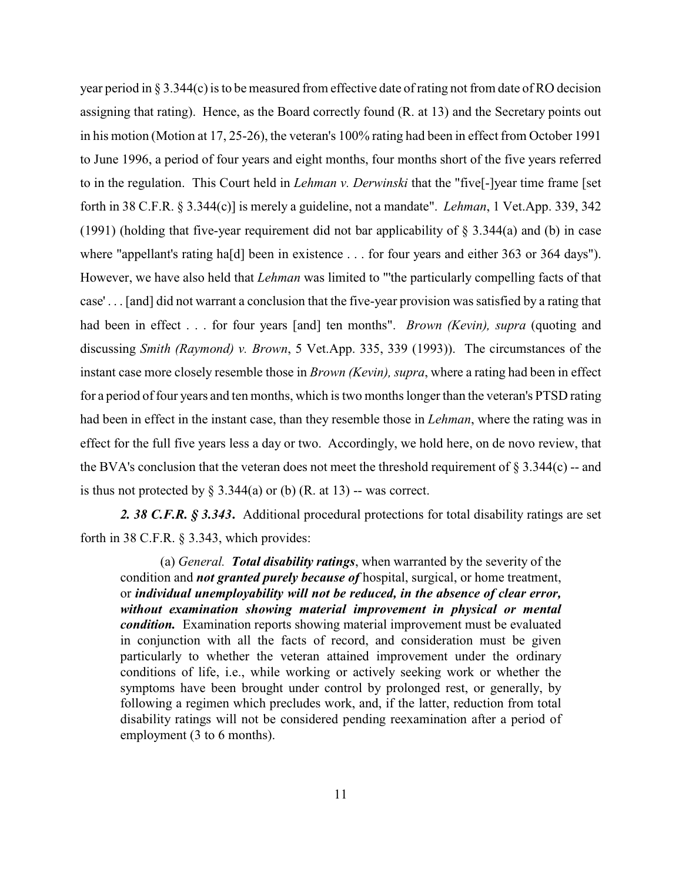year period in § 3.344(c) is to be measured from effective date of rating not from date of RO decision assigning that rating). Hence, as the Board correctly found (R. at 13) and the Secretary points out in his motion (Motion at 17, 25-26), the veteran's 100% rating had been in effect from October 1991 to June 1996, a period of four years and eight months, four months short of the five years referred to in the regulation. This Court held in *Lehman v. Derwinski* that the "five[-]year time frame [set forth in 38 C.F.R. § 3.344(c)] is merely a guideline, not a mandate". *Lehman*, 1 Vet.App. 339, 342 (1991) (holding that five-year requirement did not bar applicability of § 3.344(a) and (b) in case where "appellant's rating ha[d] been in existence . . . for four years and either 363 or 364 days"). However, we have also held that *Lehman* was limited to "'the particularly compelling facts of that case' . . . [and] did not warrant a conclusion that the five-year provision was satisfied by a rating that had been in effect . . . for four years [and] ten months". *Brown (Kevin), supra* (quoting and discussing *Smith (Raymond) v. Brown*, 5 Vet.App. 335, 339 (1993)). The circumstances of the instant case more closely resemble those in *Brown (Kevin), supra*, where a rating had been in effect for a period of four years and ten months, which is two months longer than the veteran's PTSD rating had been in effect in the instant case, than they resemble those in *Lehman*, where the rating was in effect for the full five years less a day or two. Accordingly, we hold here, on de novo review, that the BVA's conclusion that the veteran does not meet the threshold requirement of § 3.344(c) -- and is thus not protected by § 3.344(a) or (b) (R. at 13) -- was correct.

***2. 38 C.F.R. § 3.343***. Additional procedural protections for total disability ratings are set forth in 38 C.F.R. § 3.343, which provides:

> (a) *General.* ***Total disability ratings***, when warranted by the severity of the condition and ***not granted purely because of*** hospital, surgical, or home treatment, or ***individual unemployability will not be reduced, in the absence of clear error, without examination showing material improvement in physical or mental condition.*** Examination reports showing material improvement must be evaluated in conjunction with all the facts of record, and consideration must be given particularly to whether the veteran attained improvement under the ordinary conditions of life, i.e., while working or actively seeking work or whether the symptoms have been brought under control by prolonged rest, or generally, by following a regimen which precludes work, and, if the latter, reduction from total disability ratings will not be considered pending reexamination after a period of employment (3 to 6 months).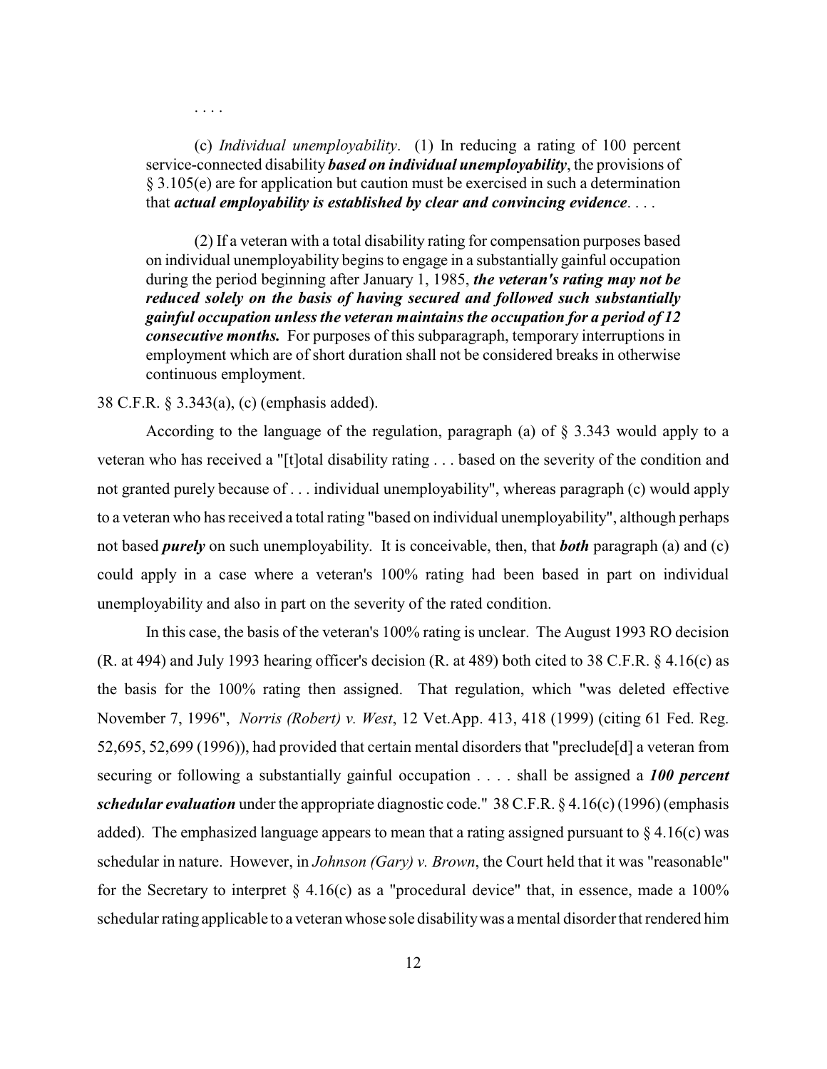. . . .

> (c) *Individual unemployability*. (1) In reducing a rating of 100 percent service-connected disability ***based on individual unemployability***, the provisions of § 3.105(e) are for application but caution must be exercised in such a determination that ***actual employability is established by clear and convincing evidence***. . . .
>
> (2) If a veteran with a total disability rating for compensation purposes based on individual unemployability begins to engage in a substantially gainful occupation during the period beginning after January 1, 1985, ***the veteran's rating may not be reduced solely on the basis of having secured and followed such substantially gainful occupation unless the veteran maintains the occupation for a period of 12 consecutive months.*** For purposes of this subparagraph, temporary interruptions in employment which are of short duration shall not be considered breaks in otherwise continuous employment.

38 C.F.R. § 3.343(a), (c) (emphasis added).

According to the language of the regulation, paragraph (a) of § 3.343 would apply to a veteran who has received a "[t]otal disability rating . . . based on the severity of the condition and not granted purely because of . . . individual unemployability", whereas paragraph (c) would apply to a veteran who has received a total rating "based on individual unemployability", although perhaps not based ***purely*** on such unemployability. It is conceivable, then, that ***both*** paragraph (a) and (c) could apply in a case where a veteran's 100% rating had been based in part on individual unemployability and also in part on the severity of the rated condition.

In this case, the basis of the veteran's 100% rating is unclear. The August 1993 RO decision (R. at 494) and July 1993 hearing officer's decision (R. at 489) both cited to 38 C.F.R. § 4.16(c) as the basis for the 100% rating then assigned. That regulation, which "was deleted effective November 7, 1996", *Norris (Robert) v. West*, 12 Vet.App. 413, 418 (1999) (citing 61 Fed. Reg. 52,695, 52,699 (1996)), had provided that certain mental disorders that "preclude[d] a veteran from securing or following a substantially gainful occupation . . . . shall be assigned a ***100 percent schedular evaluation*** under the appropriate diagnostic code." 38 C.F.R. § 4.16(c) (1996) (emphasis added). The emphasized language appears to mean that a rating assigned pursuant to § 4.16(c) was schedular in nature. However, in *Johnson (Gary) v. Brown*, the Court held that it was "reasonable" for the Secretary to interpret § 4.16(c) as a "procedural device" that, in essence, made a 100% schedular rating applicable to a veteran whose sole disability was a mental disorder that rendered him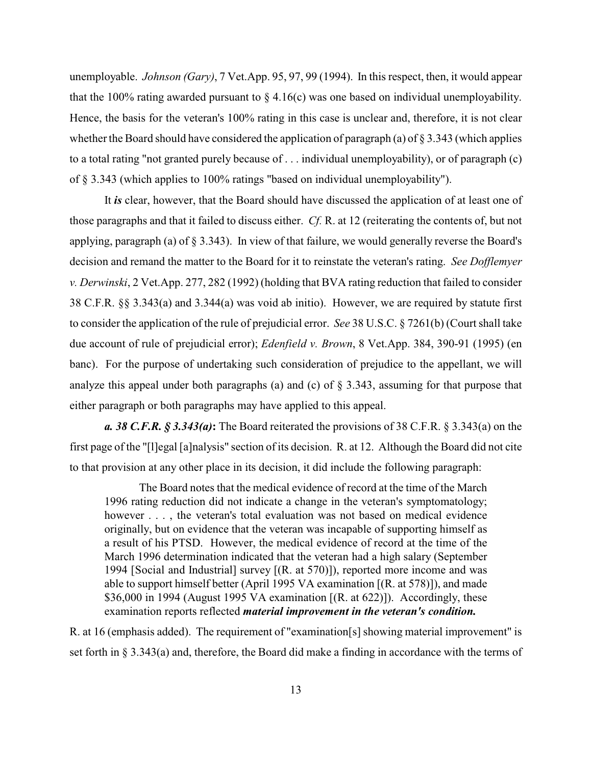unemployable. *Johnson (Gary)*, 7 Vet.App. 95, 97, 99 (1994). In this respect, then, it would appear that the 100% rating awarded pursuant to § 4.16(c) was one based on individual unemployability. Hence, the basis for the veteran's 100% rating in this case is unclear and, therefore, it is not clear whether the Board should have considered the application of paragraph (a) of § 3.343 (which applies to a total rating "not granted purely because of . . . individual unemployability), or of paragraph (c) of § 3.343 (which applies to 100% ratings "based on individual unemployability").

It ***is*** clear, however, that the Board should have discussed the application of at least one of those paragraphs and that it failed to discuss either. *Cf.* R. at 12 (reiterating the contents of, but not applying, paragraph (a) of § 3.343). In view of that failure, we would generally reverse the Board's decision and remand the matter to the Board for it to reinstate the veteran's rating. *See Dofflemyer v. Derwinski*, 2 Vet.App. 277, 282 (1992) (holding that BVA rating reduction that failed to consider 38 C.F.R. §§ 3.343(a) and 3.344(a) was void ab initio). However, we are required by statute first to consider the application of the rule of prejudicial error. *See* 38 U.S.C. § 7261(b) (Court shall take due account of rule of prejudicial error); *Edenfield v. Brown*, 8 Vet.App. 384, 390-91 (1995) (en banc). For the purpose of undertaking such consideration of prejudice to the appellant, we will analyze this appeal under both paragraphs (a) and (c) of § 3.343, assuming for that purpose that either paragraph or both paragraphs may have applied to this appeal.

***a. 38 C.F.R. § 3.343(a)*:** The Board reiterated the provisions of 38 C.F.R. § 3.343(a) on the first page of the "[l]egal [a]nalysis" section of its decision. R. at 12. Although the Board did not cite to that provision at any other place in its decision, it did include the following paragraph:

> The Board notes that the medical evidence of record at the time of the March 1996 rating reduction did not indicate a change in the veteran's symptomatology; however . . . , the veteran's total evaluation was not based on medical evidence originally, but on evidence that the veteran was incapable of supporting himself as a result of his PTSD. However, the medical evidence of record at the time of the March 1996 determination indicated that the veteran had a high salary (September 1994 [Social and Industrial] survey [(R. at 570)]), reported more income and was able to support himself better (April 1995 VA examination [(R. at 578)]), and made $36,000 in 1994 (August 1995 VA examination [(R. at 622)]). Accordingly, these examination reports reflected ***material improvement in the veteran's condition.***

R. at 16 (emphasis added). The requirement of "examination[s] showing material improvement" is set forth in § 3.343(a) and, therefore, the Board did make a finding in accordance with the terms of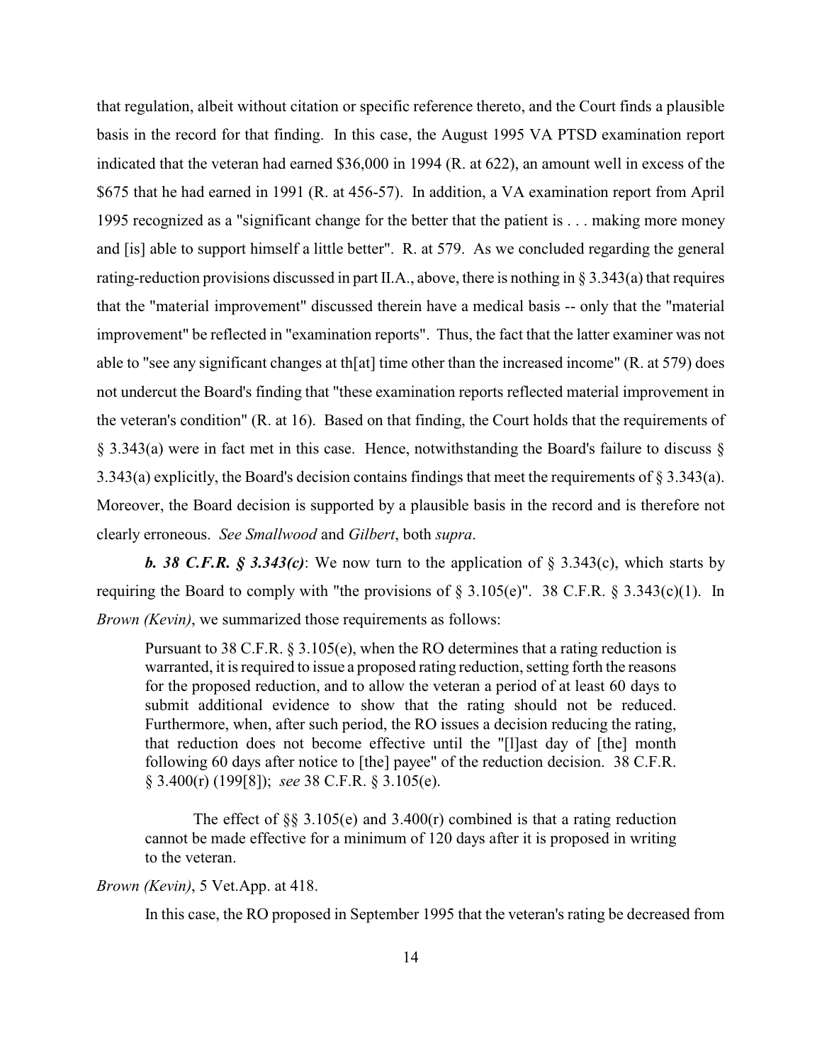that regulation, albeit without citation or specific reference thereto, and the Court finds a plausible basis in the record for that finding. In this case, the August 1995 VA PTSD examination report indicated that the veteran had earned $36,000 in 1994 (R. at 622), an amount well in excess of the $675 that he had earned in 1991 (R. at 456-57). In addition, a VA examination report from April 1995 recognized as a "significant change for the better that the patient is . . . making more money and [is] able to support himself a little better". R. at 579. As we concluded regarding the general rating-reduction provisions discussed in part II.A., above, there is nothing in § 3.343(a) that requires that the "material improvement" discussed therein have a medical basis -- only that the "material improvement" be reflected in "examination reports". Thus, the fact that the latter examiner was not able to "see any significant changes at th[at] time other than the increased income" (R. at 579) does not undercut the Board's finding that "these examination reports reflected material improvement in the veteran's condition" (R. at 16). Based on that finding, the Court holds that the requirements of § 3.343(a) were in fact met in this case. Hence, notwithstanding the Board's failure to discuss § 3.343(a) explicitly, the Board's decision contains findings that meet the requirements of § 3.343(a). Moreover, the Board decision is supported by a plausible basis in the record and is therefore not clearly erroneous. *See Smallwood* and *Gilbert*, both *supra*.

***b. 38 C.F.R. § 3.343(c)***: We now turn to the application of § 3.343(c), which starts by requiring the Board to comply with "the provisions of § 3.105(e)". 38 C.F.R. § 3.343(c)(1). In *Brown (Kevin)*, we summarized those requirements as follows:

> Pursuant to 38 C.F.R. § 3.105(e), when the RO determines that a rating reduction is warranted, it is required to issue a proposed rating reduction, setting forth the reasons for the proposed reduction, and to allow the veteran a period of at least 60 days to submit additional evidence to show that the rating should not be reduced. Furthermore, when, after such period, the RO issues a decision reducing the rating, that reduction does not become effective until the "[l]ast day of [the] month following 60 days after notice to [the] payee" of the reduction decision. 38 C.F.R. § 3.400(r) (199[8]); *see* 38 C.F.R. § 3.105(e).
>
> The effect of §§ 3.105(e) and 3.400(r) combined is that a rating reduction cannot be made effective for a minimum of 120 days after it is proposed in writing to the veteran.

*Brown (Kevin)*, 5 Vet.App. at 418.

In this case, the RO proposed in September 1995 that the veteran's rating be decreased from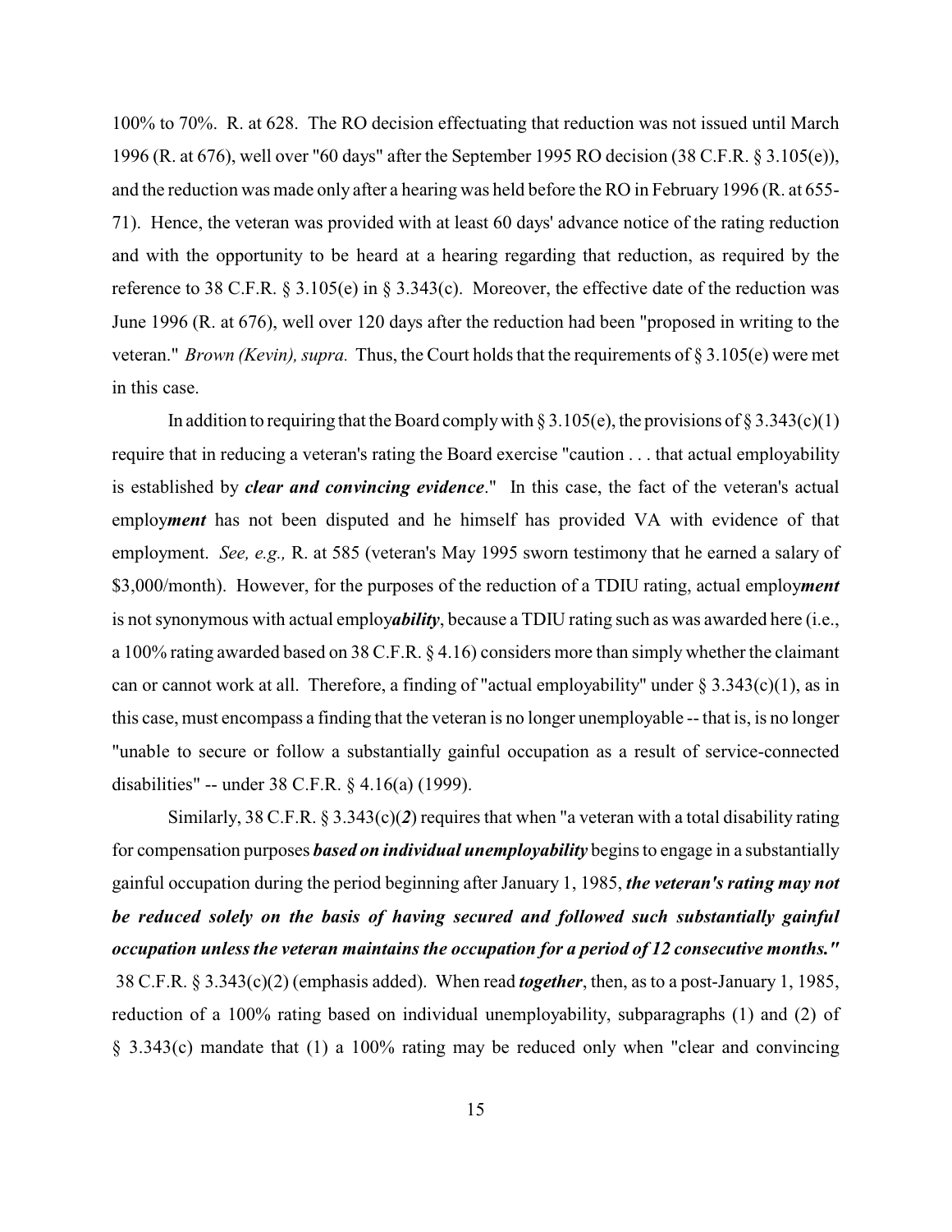100% to 70%. R. at 628. The RO decision effectuating that reduction was not issued until March 1996 (R. at 676), well over "60 days" after the September 1995 RO decision (38 C.F.R. § 3.105(e)), and the reduction was made only after a hearing was held before the RO in February 1996 (R. at 655-71). Hence, the veteran was provided with at least 60 days' advance notice of the rating reduction and with the opportunity to be heard at a hearing regarding that reduction, as required by the reference to 38 C.F.R. § 3.105(e) in § 3.343(c). Moreover, the effective date of the reduction was June 1996 (R. at 676), well over 120 days after the reduction had been "proposed in writing to the veteran." *Brown (Kevin), supra.* Thus, the Court holds that the requirements of § 3.105(e) were met in this case.

In addition to requiring that the Board comply with § 3.105(e), the provisions of § 3.343(c)(1) require that in reducing a veteran's rating the Board exercise "caution . . . that actual employability is established by ***clear and convincing evidence***." In this case, the fact of the veteran's actual employ***ment*** has not been disputed and he himself has provided VA with evidence of that employment. *See, e.g.,* R. at 585 (veteran's May 1995 sworn testimony that he earned a salary of $3,000/month). However, for the purposes of the reduction of a TDIU rating, actual employ***ment*** is not synonymous with actual employ***ability***, because a TDIU rating such as was awarded here (i.e., a 100% rating awarded based on 38 C.F.R. § 4.16) considers more than simply whether the claimant can or cannot work at all. Therefore, a finding of "actual employability" under § 3.343(c)(1), as in this case, must encompass a finding that the veteran is no longer unemployable -- that is, is no longer "unable to secure or follow a substantially gainful occupation as a result of service-connected disabilities" -- under 38 C.F.R. § 4.16(a) (1999).

Similarly, 38 C.F.R. § 3.343(c)(***2***) requires that when "a veteran with a total disability rating for compensation purposes ***based on individual unemployability*** begins to engage in a substantially gainful occupation during the period beginning after January 1, 1985, ***the veteran's rating may not be reduced solely on the basis of having secured and followed such substantially gainful occupation unless the veteran maintains the occupation for a period of 12 consecutive months."*** 38 C.F.R. § 3.343(c)(2) (emphasis added). When read ***together***, then, as to a post-January 1, 1985, reduction of a 100% rating based on individual unemployability, subparagraphs (1) and (2) of § 3.343(c) mandate that (1) a 100% rating may be reduced only when "clear and convincing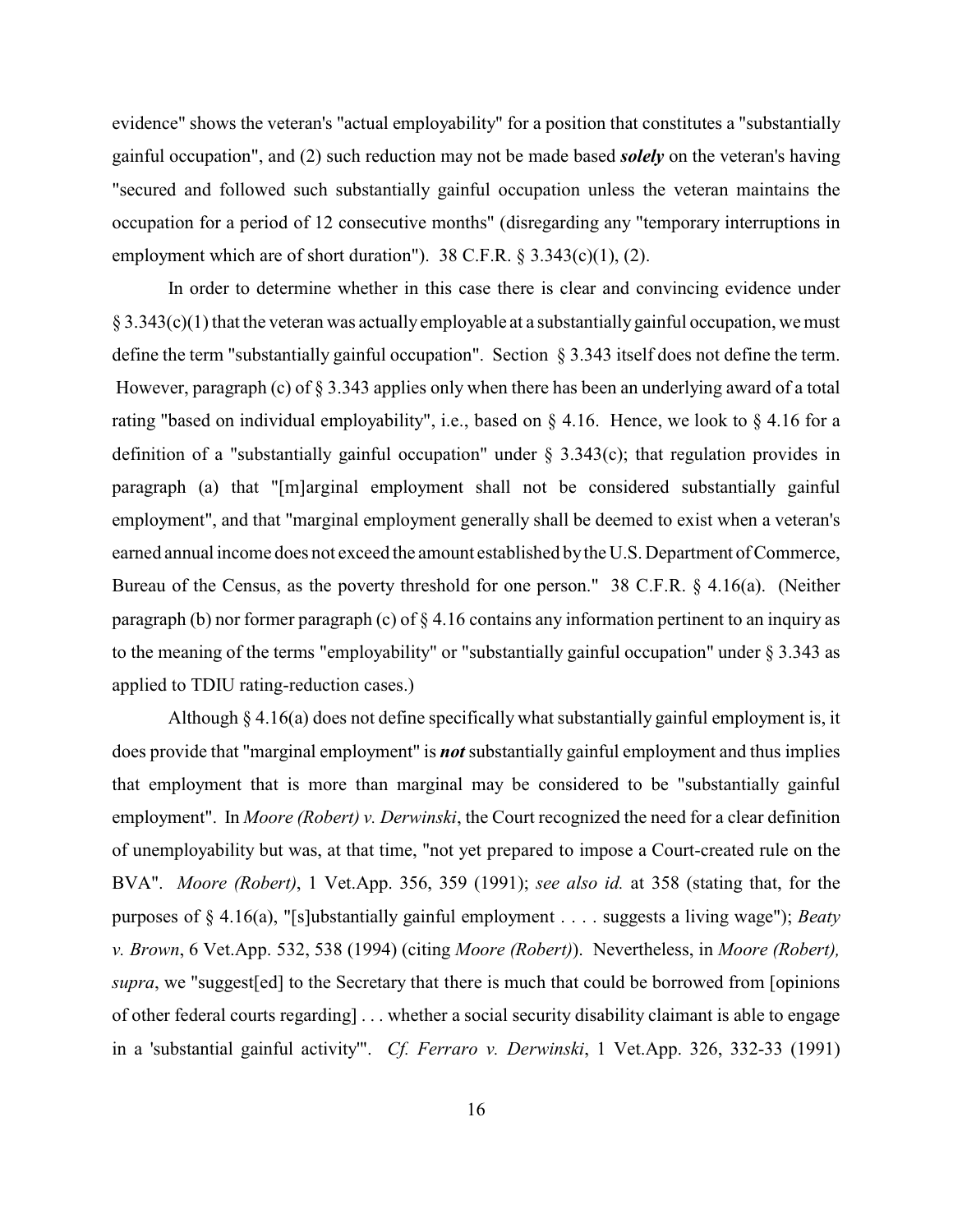evidence" shows the veteran's "actual employability" for a position that constitutes a "substantially gainful occupation", and (2) such reduction may not be made based ***solely*** on the veteran's having "secured and followed such substantially gainful occupation unless the veteran maintains the occupation for a period of 12 consecutive months" (disregarding any "temporary interruptions in employment which are of short duration"). 38 C.F.R. § 3.343(c)(1), (2).

In order to determine whether in this case there is clear and convincing evidence under § 3.343(c)(1) that the veteran was actually employable at a substantially gainful occupation, we must define the term "substantially gainful occupation". Section § 3.343 itself does not define the term. However, paragraph (c) of § 3.343 applies only when there has been an underlying award of a total rating "based on individual employability", i.e., based on § 4.16. Hence, we look to § 4.16 for a definition of a "substantially gainful occupation" under § 3.343(c); that regulation provides in paragraph (a) that "[m]arginal employment shall not be considered substantially gainful employment", and that "marginal employment generally shall be deemed to exist when a veteran's earned annual income does not exceed the amount established by the U.S. Department of Commerce, Bureau of the Census, as the poverty threshold for one person." 38 C.F.R. § 4.16(a). (Neither paragraph (b) nor former paragraph (c) of § 4.16 contains any information pertinent to an inquiry as to the meaning of the terms "employability" or "substantially gainful occupation" under § 3.343 as applied to TDIU rating-reduction cases.)

Although § 4.16(a) does not define specifically what substantially gainful employment is, it does provide that "marginal employment" is ***not*** substantially gainful employment and thus implies that employment that is more than marginal may be considered to be "substantially gainful employment". In *Moore (Robert) v. Derwinski*, the Court recognized the need for a clear definition of unemployability but was, at that time, "not yet prepared to impose a Court-created rule on the BVA". *Moore (Robert)*, 1 Vet.App. 356, 359 (1991); *see also id.* at 358 (stating that, for the purposes of § 4.16(a), "[s]ubstantially gainful employment . . . . suggests a living wage"); *Beaty v. Brown*, 6 Vet.App. 532, 538 (1994) (citing *Moore (Robert)*). Nevertheless, in *Moore (Robert), supra*, we "suggest[ed] to the Secretary that there is much that could be borrowed from [opinions of other federal courts regarding] . . . whether a social security disability claimant is able to engage in a 'substantial gainful activity'". *Cf. Ferraro v. Derwinski*, 1 Vet.App. 326, 332-33 (1991)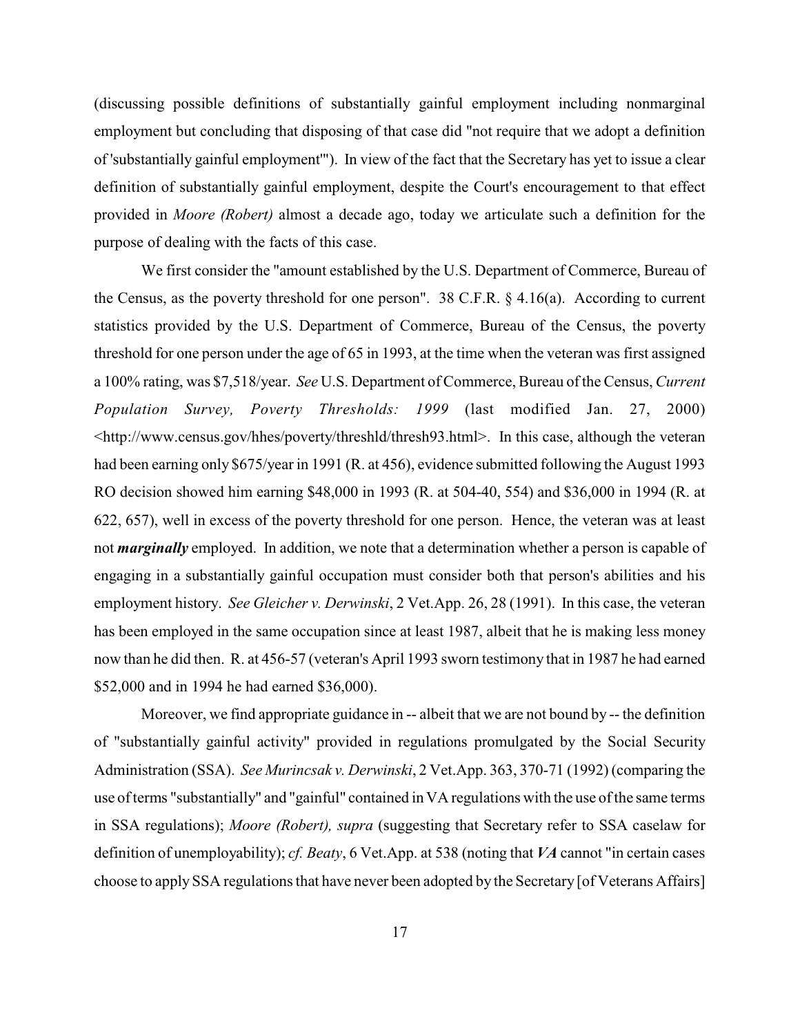(discussing possible definitions of substantially gainful employment including nonmarginal employment but concluding that disposing of that case did "not require that we adopt a definition of 'substantially gainful employment'"). In view of the fact that the Secretary has yet to issue a clear definition of substantially gainful employment, despite the Court's encouragement to that effect provided in *Moore (Robert)* almost a decade ago, today we articulate such a definition for the purpose of dealing with the facts of this case.

We first consider the "amount established by the U.S. Department of Commerce, Bureau of the Census, as the poverty threshold for one person". 38 C.F.R. § 4.16(a). According to current statistics provided by the U.S. Department of Commerce, Bureau of the Census, the poverty threshold for one person under the age of 65 in 1993, at the time when the veteran was first assigned a 100% rating, was $7,518/year. *See* U.S. Department of Commerce, Bureau of the Census, *Current Population Survey, Poverty Thresholds: 1999* (last modified Jan. 27, 2000) <http://www.census.gov/hhes/poverty/threshld/thresh93.html>. In this case, although the veteran had been earning only $675/year in 1991 (R. at 456), evidence submitted following the August 1993 RO decision showed him earning $48,000 in 1993 (R. at 504-40, 554) and $36,000 in 1994 (R. at 622, 657), well in excess of the poverty threshold for one person. Hence, the veteran was at least not ***marginally*** employed. In addition, we note that a determination whether a person is capable of engaging in a substantially gainful occupation must consider both that person's abilities and his employment history. *See Gleicher v. Derwinski*, 2 Vet.App. 26, 28 (1991). In this case, the veteran has been employed in the same occupation since at least 1987, albeit that he is making less money now than he did then. R. at 456-57 (veteran's April 1993 sworn testimony that in 1987 he had earned $52,000 and in 1994 he had earned $36,000).

Moreover, we find appropriate guidance in -- albeit that we are not bound by -- the definition of "substantially gainful activity" provided in regulations promulgated by the Social Security Administration (SSA). *See Murincsak v. Derwinski*, 2 Vet.App. 363, 370-71 (1992) (comparing the use of terms "substantially" and "gainful" contained in VA regulations with the use of the same terms in SSA regulations); *Moore (Robert), supra* (suggesting that Secretary refer to SSA caselaw for definition of unemployability); *cf. Beaty*, 6 Vet.App. at 538 (noting that ***VA*** cannot "in certain cases choose to apply SSA regulations that have never been adopted by the Secretary [of Veterans Affairs]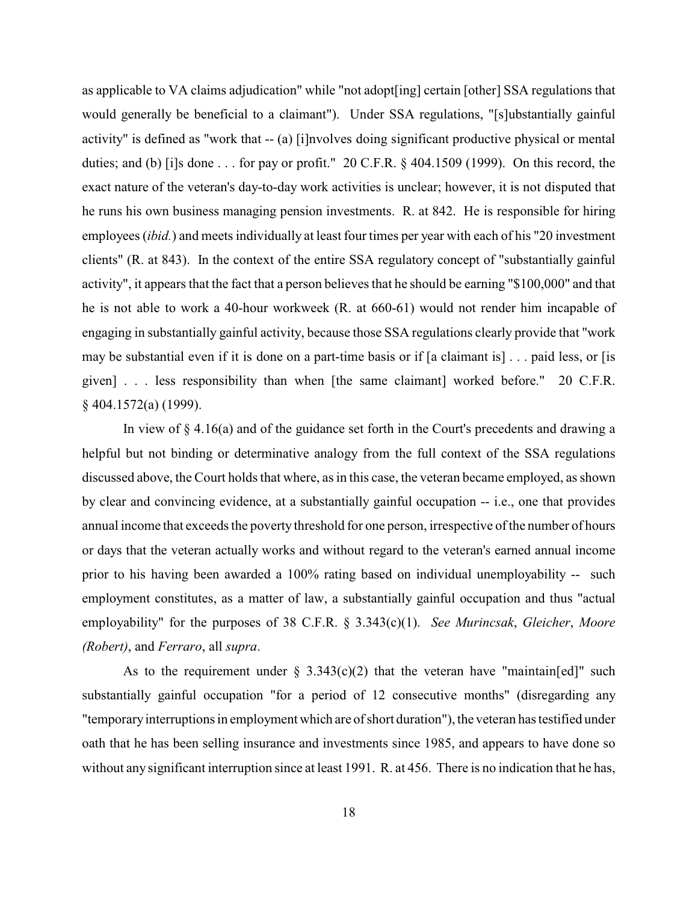as applicable to VA claims adjudication" while "not adopt[ing] certain [other] SSA regulations that would generally be beneficial to a claimant"). Under SSA regulations, "[s]ubstantially gainful activity" is defined as "work that -- (a) [i]nvolves doing significant productive physical or mental duties; and (b) [i]s done . . . for pay or profit." 20 C.F.R. § 404.1509 (1999). On this record, the exact nature of the veteran's day-to-day work activities is unclear; however, it is not disputed that he runs his own business managing pension investments. R. at 842. He is responsible for hiring employees (*ibid.*) and meets individually at least four times per year with each of his "20 investment clients" (R. at 843). In the context of the entire SSA regulatory concept of "substantially gainful activity", it appears that the fact that a person believes that he should be earning "$100,000" and that he is not able to work a 40-hour workweek (R. at 660-61) would not render him incapable of engaging in substantially gainful activity, because those SSA regulations clearly provide that "work may be substantial even if it is done on a part-time basis or if [a claimant is] . . . paid less, or [is given] . . . less responsibility than when [the same claimant] worked before." 20 C.F.R. § 404.1572(a) (1999).

In view of § 4.16(a) and of the guidance set forth in the Court's precedents and drawing a helpful but not binding or determinative analogy from the full context of the SSA regulations discussed above, the Court holds that where, as in this case, the veteran became employed, as shown by clear and convincing evidence, at a substantially gainful occupation -- i.e., one that provides annual income that exceeds the poverty threshold for one person, irrespective of the number of hours or days that the veteran actually works and without regard to the veteran's earned annual income prior to his having been awarded a 100% rating based on individual unemployability -- such employment constitutes, as a matter of law, a substantially gainful occupation and thus "actual employability" for the purposes of 38 C.F.R. § 3.343(c)(1). *See Murincsak*, *Gleicher*, *Moore (Robert)*, and *Ferraro*, all *supra*.

As to the requirement under § 3.343(c)(2) that the veteran have "maintain[ed]" such substantially gainful occupation "for a period of 12 consecutive months" (disregarding any "temporary interruptions in employment which are of short duration"), the veteran has testified under oath that he has been selling insurance and investments since 1985, and appears to have done so without any significant interruption since at least 1991. R. at 456. There is no indication that he has,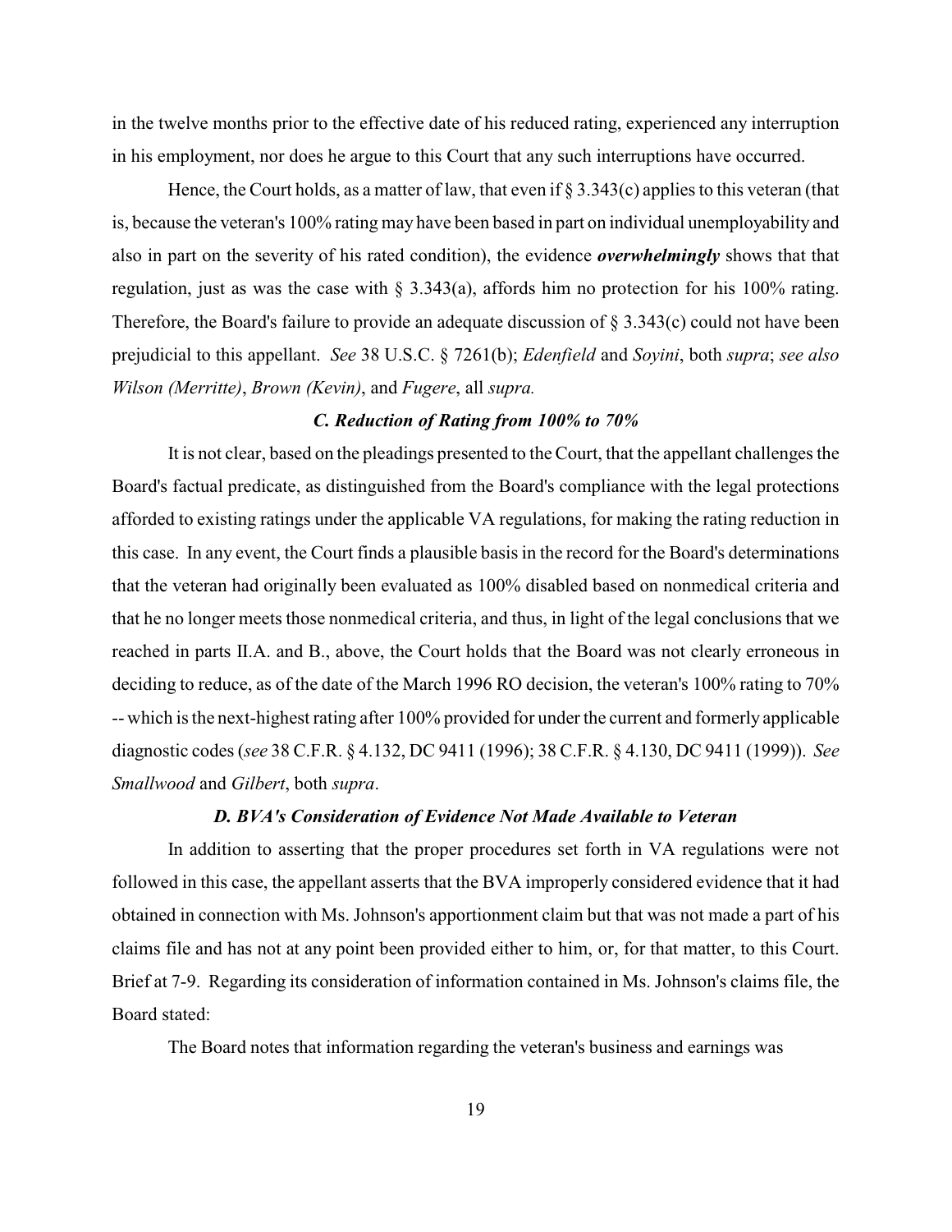in the twelve months prior to the effective date of his reduced rating, experienced any interruption in his employment, nor does he argue to this Court that any such interruptions have occurred.

Hence, the Court holds, as a matter of law, that even if § 3.343(c) applies to this veteran (that is, because the veteran's 100% rating may have been based in part on individual unemployability and also in part on the severity of his rated condition), the evidence ***overwhelmingly*** shows that that regulation, just as was the case with § 3.343(a), affords him no protection for his 100% rating. Therefore, the Board's failure to provide an adequate discussion of § 3.343(c) could not have been prejudicial to this appellant. *See* 38 U.S.C. § 7261(b); *Edenfield* and *Soyini*, both *supra*; *see also Wilson (Merritte)*, *Brown (Kevin)*, and *Fugere*, all *supra.*

### *C. Reduction of Rating from 100% to 70%*

It is not clear, based on the pleadings presented to the Court, that the appellant challenges the Board's factual predicate, as distinguished from the Board's compliance with the legal protections afforded to existing ratings under the applicable VA regulations, for making the rating reduction in this case. In any event, the Court finds a plausible basis in the record for the Board's determinations that the veteran had originally been evaluated as 100% disabled based on nonmedical criteria and that he no longer meets those nonmedical criteria, and thus, in light of the legal conclusions that we reached in parts II.A. and B., above, the Court holds that the Board was not clearly erroneous in deciding to reduce, as of the date of the March 1996 RO decision, the veteran's 100% rating to 70% -- which is the next-highest rating after 100% provided for under the current and formerly applicable diagnostic codes (*see* 38 C.F.R. § 4.132, DC 9411 (1996); 38 C.F.R. § 4.130, DC 9411 (1999)). *See Smallwood* and *Gilbert*, both *supra*.

### *D. BVA's Consideration of Evidence Not Made Available to Veteran*

In addition to asserting that the proper procedures set forth in VA regulations were not followed in this case, the appellant asserts that the BVA improperly considered evidence that it had obtained in connection with Ms. Johnson's apportionment claim but that was not made a part of his claims file and has not at any point been provided either to him, or, for that matter, to this Court. Brief at 7-9. Regarding its consideration of information contained in Ms. Johnson's claims file, the Board stated:

The Board notes that information regarding the veteran's business and earnings was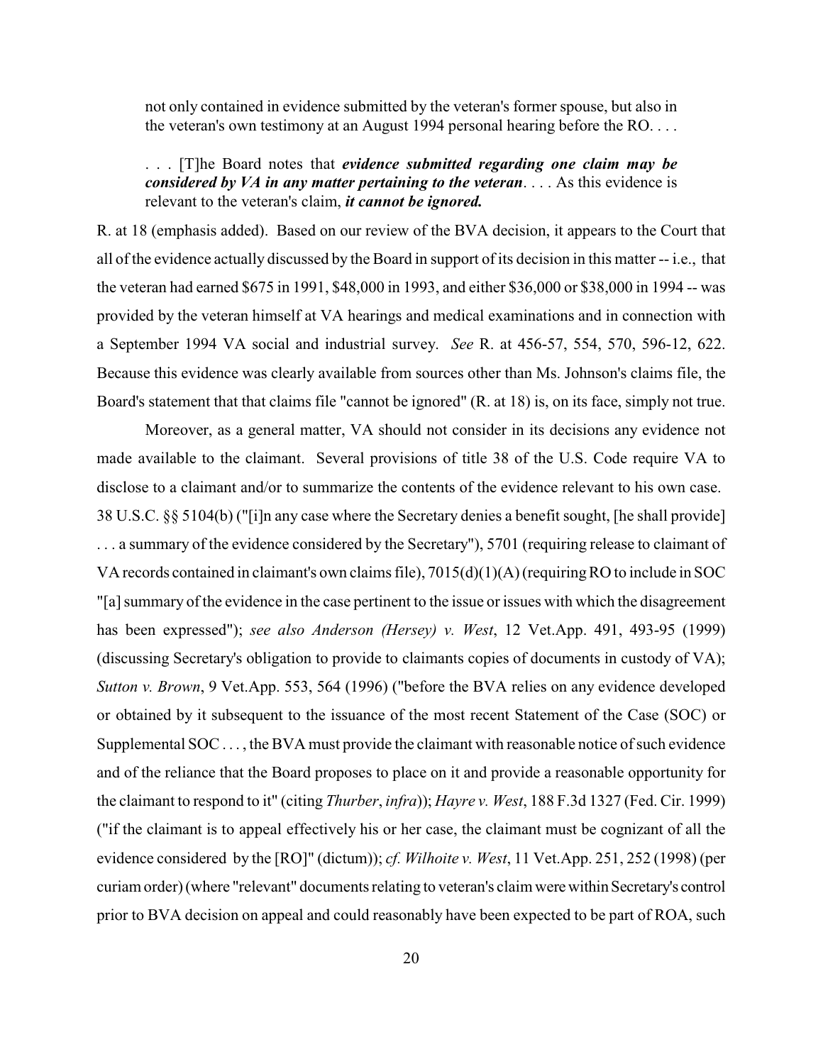> not only contained in evidence submitted by the veteran's former spouse, but also in the veteran's own testimony at an August 1994 personal hearing before the RO. . . .
>
> . . . [T]he Board notes that ***evidence submitted regarding one claim may be considered by VA in any matter pertaining to the veteran***. . . . As this evidence is relevant to the veteran's claim, ***it cannot be ignored.***

R. at 18 (emphasis added). Based on our review of the BVA decision, it appears to the Court that all of the evidence actually discussed by the Board in support of its decision in this matter -- i.e., that the veteran had earned $675 in 1991, $48,000 in 1993, and either $36,000 or $38,000 in 1994 -- was provided by the veteran himself at VA hearings and medical examinations and in connection with a September 1994 VA social and industrial survey. *See* R. at 456-57, 554, 570, 596-12, 622. Because this evidence was clearly available from sources other than Ms. Johnson's claims file, the Board's statement that that claims file "cannot be ignored" (R. at 18) is, on its face, simply not true.

Moreover, as a general matter, VA should not consider in its decisions any evidence not made available to the claimant. Several provisions of title 38 of the U.S. Code require VA to disclose to a claimant and/or to summarize the contents of the evidence relevant to his own case. 38 U.S.C. §§ 5104(b) ("[i]n any case where the Secretary denies a benefit sought, [he shall provide] . . . a summary of the evidence considered by the Secretary"), 5701 (requiring release to claimant of VA records contained in claimant's own claims file), 7015(d)(1)(A) (requiring RO to include in SOC "[a] summary of the evidence in the case pertinent to the issue or issues with which the disagreement has been expressed"); *see also Anderson (Hersey) v. West*, 12 Vet.App. 491, 493-95 (1999) (discussing Secretary's obligation to provide to claimants copies of documents in custody of VA); *Sutton v. Brown*, 9 Vet.App. 553, 564 (1996) ("before the BVA relies on any evidence developed or obtained by it subsequent to the issuance of the most recent Statement of the Case (SOC) or Supplemental SOC . . . , the BVA must provide the claimant with reasonable notice of such evidence and of the reliance that the Board proposes to place on it and provide a reasonable opportunity for the claimant to respond to it" (citing *Thurber*, *infra*)); *Hayre v. West*, 188 F.3d 1327 (Fed. Cir. 1999) ("if the claimant is to appeal effectively his or her case, the claimant must be cognizant of all the evidence considered by the [RO]" (dictum)); *cf. Wilhoite v. West*, 11 Vet.App. 251, 252 (1998) (per curiam order) (where "relevant" documents relating to veteran's claim were within Secretary's control prior to BVA decision on appeal and could reasonably have been expected to be part of ROA, such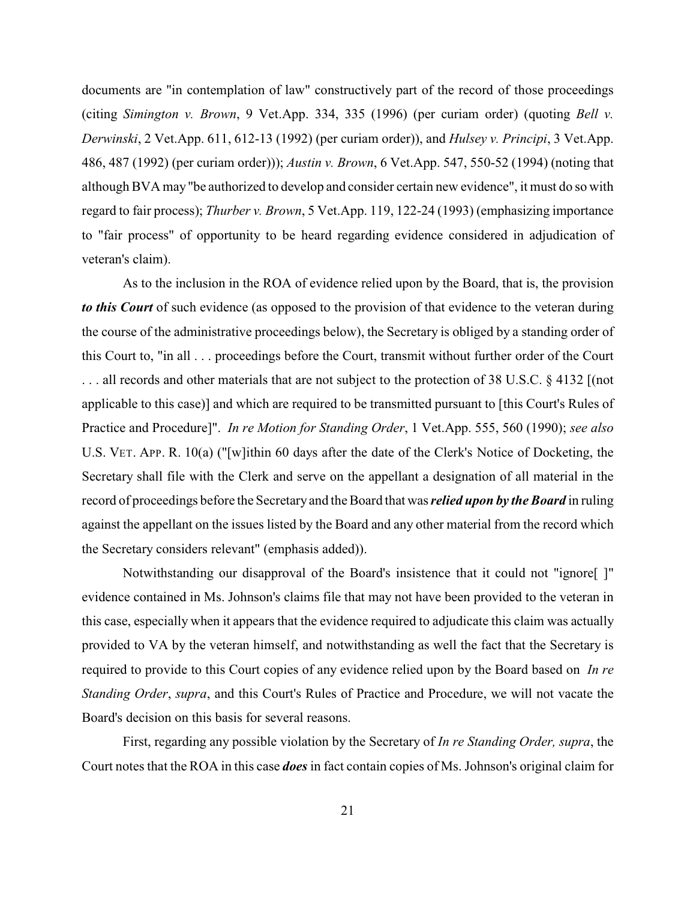documents are "in contemplation of law" constructively part of the record of those proceedings (citing *Simington v. Brown*, 9 Vet.App. 334, 335 (1996) (per curiam order) (quoting *Bell v. Derwinski*, 2 Vet.App. 611, 612-13 (1992) (per curiam order)), and *Hulsey v. Principi*, 3 Vet.App. 486, 487 (1992) (per curiam order))); *Austin v. Brown*, 6 Vet.App. 547, 550-52 (1994) (noting that although BVA may "be authorized to develop and consider certain new evidence", it must do so with regard to fair process); *Thurber v. Brown*, 5 Vet.App. 119, 122-24 (1993) (emphasizing importance to "fair process" of opportunity to be heard regarding evidence considered in adjudication of veteran's claim).

As to the inclusion in the ROA of evidence relied upon by the Board, that is, the provision ***to this Court*** of such evidence (as opposed to the provision of that evidence to the veteran during the course of the administrative proceedings below), the Secretary is obliged by a standing order of this Court to, "in all . . . proceedings before the Court, transmit without further order of the Court . . . all records and other materials that are not subject to the protection of 38 U.S.C. § 4132 [(not applicable to this case)] and which are required to be transmitted pursuant to [this Court's Rules of Practice and Procedure]". *In re Motion for Standing Order*, 1 Vet.App. 555, 560 (1990); *see also* U.S. VET. APP. R. 10(a) ("[w]ithin 60 days after the date of the Clerk's Notice of Docketing, the Secretary shall file with the Clerk and serve on the appellant a designation of all material in the record of proceedings before the Secretary and the Board that was ***relied upon by the Board*** in ruling against the appellant on the issues listed by the Board and any other material from the record which the Secretary considers relevant" (emphasis added)).

Notwithstanding our disapproval of the Board's insistence that it could not "ignore[ ]" evidence contained in Ms. Johnson's claims file that may not have been provided to the veteran in this case, especially when it appears that the evidence required to adjudicate this claim was actually provided to VA by the veteran himself, and notwithstanding as well the fact that the Secretary is required to provide to this Court copies of any evidence relied upon by the Board based on *In re Standing Order*, *supra*, and this Court's Rules of Practice and Procedure, we will not vacate the Board's decision on this basis for several reasons.

First, regarding any possible violation by the Secretary of *In re Standing Order, supra*, the Court notes that the ROA in this case ***does*** in fact contain copies of Ms. Johnson's original claim for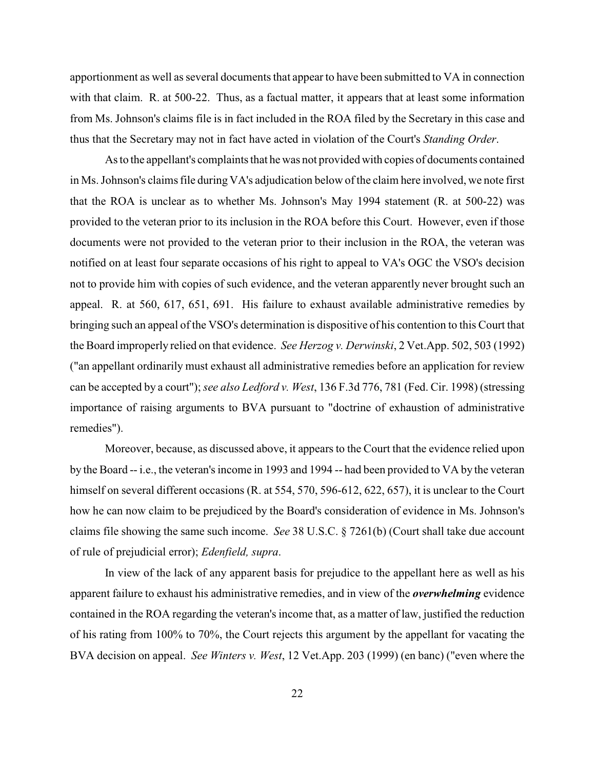apportionment as well as several documents that appear to have been submitted to VA in connection with that claim. R. at 500-22. Thus, as a factual matter, it appears that at least some information from Ms. Johnson's claims file is in fact included in the ROA filed by the Secretary in this case and thus that the Secretary may not in fact have acted in violation of the Court's *Standing Order*.

As to the appellant's complaints that he was not provided with copies of documents contained in Ms. Johnson's claims file during VA's adjudication below of the claim here involved, we note first that the ROA is unclear as to whether Ms. Johnson's May 1994 statement (R. at 500-22) was provided to the veteran prior to its inclusion in the ROA before this Court. However, even if those documents were not provided to the veteran prior to their inclusion in the ROA, the veteran was notified on at least four separate occasions of his right to appeal to VA's OGC the VSO's decision not to provide him with copies of such evidence, and the veteran apparently never brought such an appeal. R. at 560, 617, 651, 691. His failure to exhaust available administrative remedies by bringing such an appeal of the VSO's determination is dispositive of his contention to this Court that the Board improperly relied on that evidence. *See Herzog v. Derwinski*, 2 Vet.App. 502, 503 (1992) ("an appellant ordinarily must exhaust all administrative remedies before an application for review can be accepted by a court"); *see also Ledford v. West*, 136 F.3d 776, 781 (Fed. Cir. 1998) (stressing importance of raising arguments to BVA pursuant to "doctrine of exhaustion of administrative remedies").

Moreover, because, as discussed above, it appears to the Court that the evidence relied upon by the Board -- i.e., the veteran's income in 1993 and 1994 -- had been provided to VA by the veteran himself on several different occasions (R. at 554, 570, 596-612, 622, 657), it is unclear to the Court how he can now claim to be prejudiced by the Board's consideration of evidence in Ms. Johnson's claims file showing the same such income. *See* 38 U.S.C. § 7261(b) (Court shall take due account of rule of prejudicial error); *Edenfield, supra*.

In view of the lack of any apparent basis for prejudice to the appellant here as well as his apparent failure to exhaust his administrative remedies, and in view of the ***overwhelming*** evidence contained in the ROA regarding the veteran's income that, as a matter of law, justified the reduction of his rating from 100% to 70%, the Court rejects this argument by the appellant for vacating the BVA decision on appeal. *See Winters v. West*, 12 Vet.App. 203 (1999) (en banc) ("even where the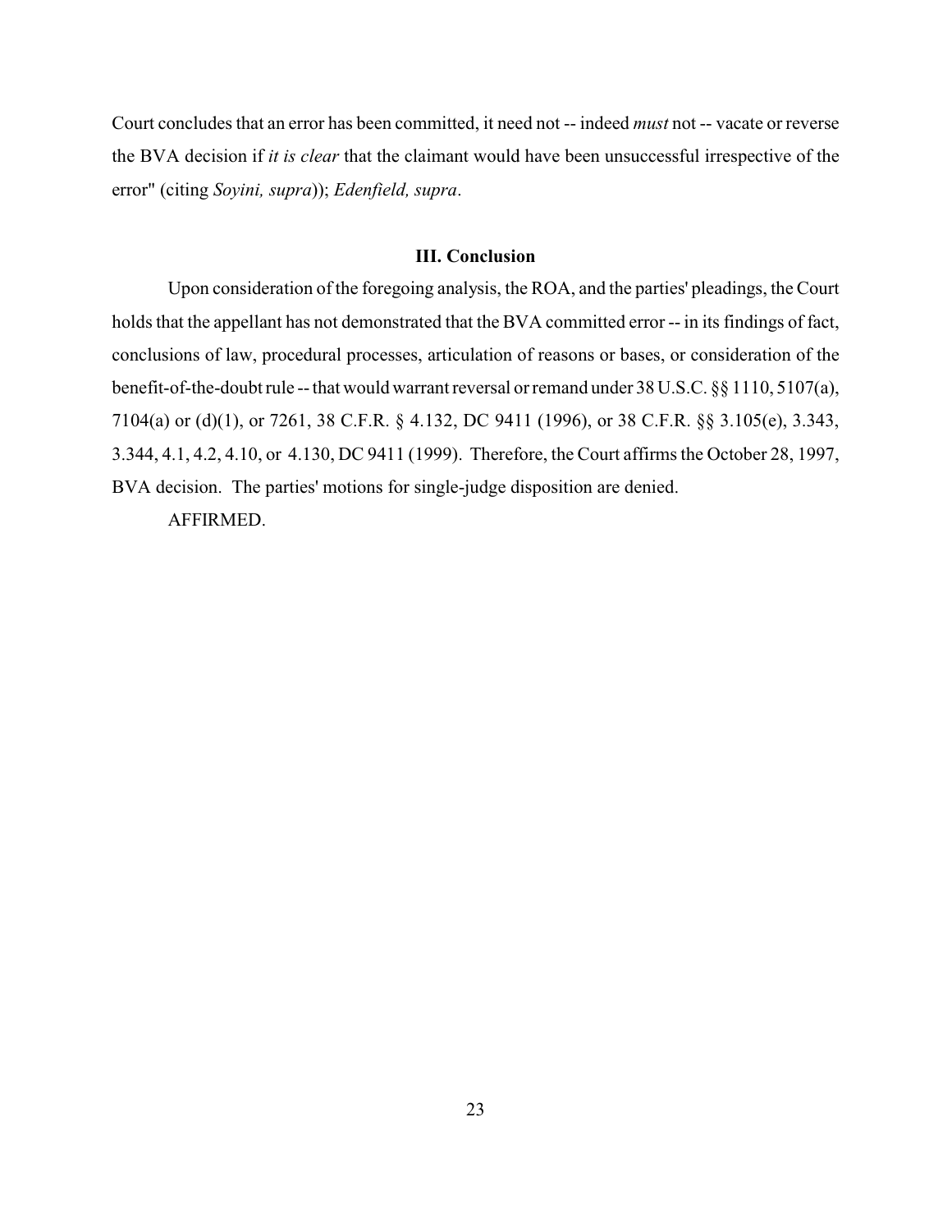Court concludes that an error has been committed, it need not -- indeed *must* not -- vacate or reverse the BVA decision if *it is clear* that the claimant would have been unsuccessful irrespective of the error" (citing *Soyini, supra*)); *Edenfield, supra*.

### III. Conclusion

Upon consideration of the foregoing analysis, the ROA, and the parties' pleadings, the Court holds that the appellant has not demonstrated that the BVA committed error -- in its findings of fact, conclusions of law, procedural processes, articulation of reasons or bases, or consideration of the benefit-of-the-doubt rule -- that would warrant reversal or remand under 38 U.S.C. §§ 1110, 5107(a), 7104(a) or (d)(1), or 7261, 38 C.F.R. § 4.132, DC 9411 (1996), or 38 C.F.R. §§ 3.105(e), 3.343, 3.344, 4.1, 4.2, 4.10, or 4.130, DC 9411 (1999). Therefore, the Court affirms the October 28, 1997, BVA decision. The parties' motions for single-judge disposition are denied.

AFFIRMED.